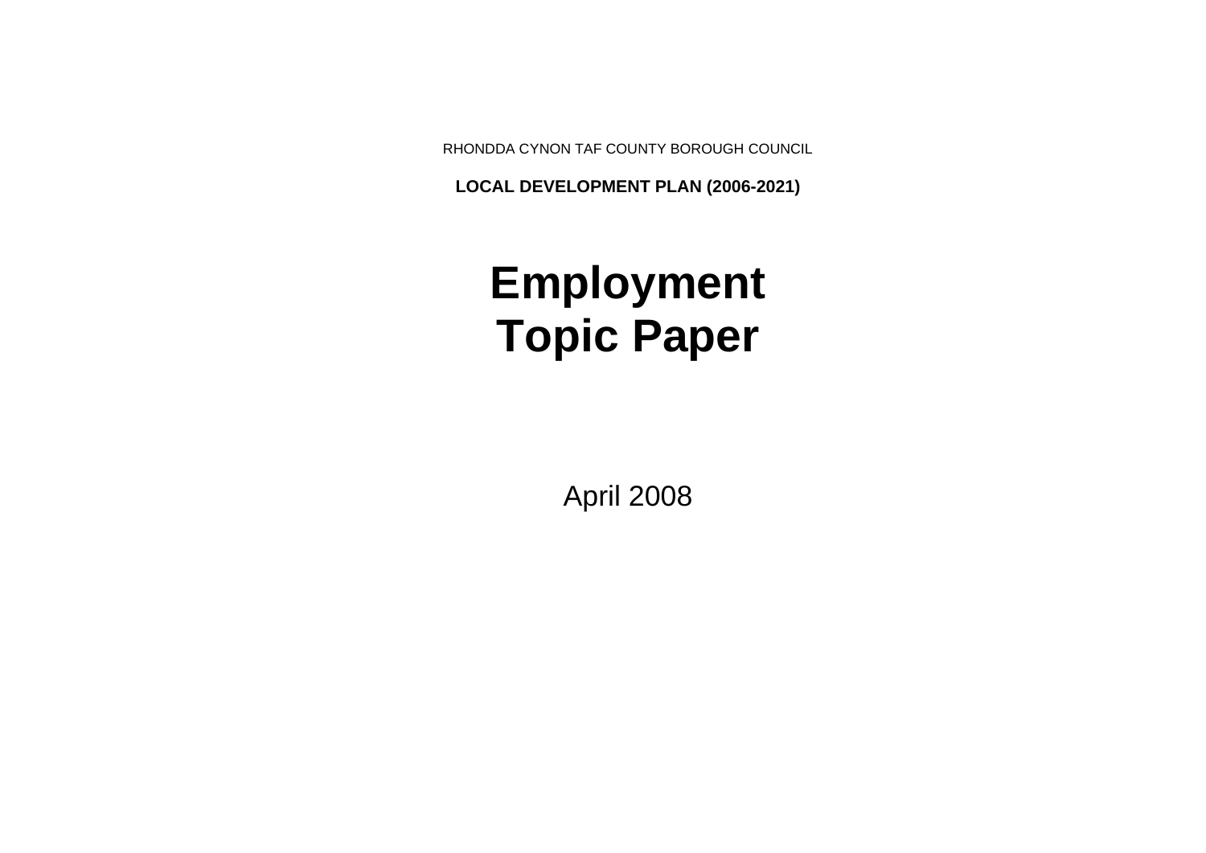RHONDDA CYNON TAF COUNTY BOROUGH COUNCIL

**LOCAL DEVELOPMENT PLAN (2006-2021)**

# Employment Topic Paper

April 2008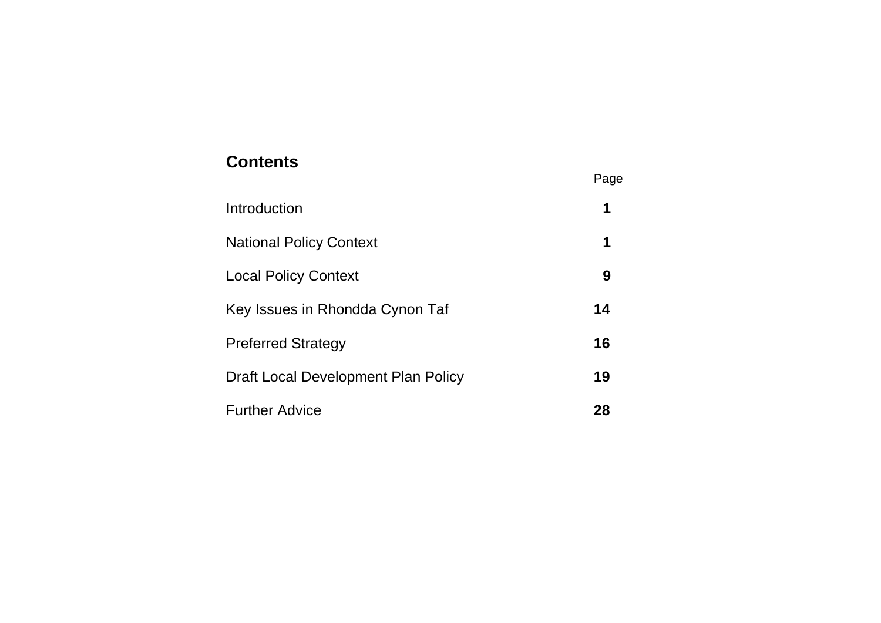## Contents

| | Page |
|---|---|
| Introduction | **1** |
| National Policy Context | **1** |
| Local Policy Context | **9** |
| Key Issues in Rhondda Cynon Taf | **14** |
| Preferred Strategy | **16** |
| Draft Local Development Plan Policy | **19** |
| Further Advice | **28** |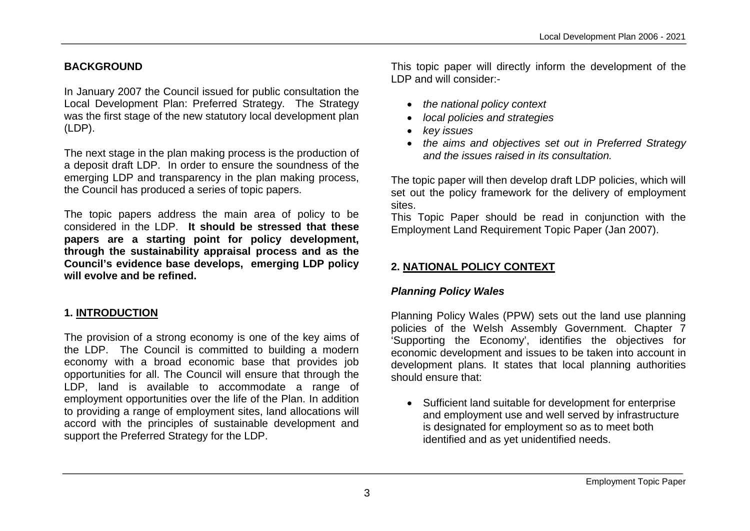## BACKGROUND

In January 2007 the Council issued for public consultation the Local Development Plan: Preferred Strategy. The Strategy was the first stage of the new statutory local development plan (LDP).

The next stage in the plan making process is the production of a deposit draft LDP. In order to ensure the soundness of the emerging LDP and transparency in the plan making process, the Council has produced a series of topic papers.

The topic papers address the main area of policy to be considered in the LDP. **It should be stressed that these papers are a starting point for policy development, through the sustainability appraisal process and as the Council's evidence base develops, emerging LDP policy will evolve and be refined.**

## 1. INTRODUCTION

The provision of a strong economy is one of the key aims of the LDP. The Council is committed to building a modern economy with a broad economic base that provides job opportunities for all. The Council will ensure that through the LDP, land is available to accommodate a range of employment opportunities over the life of the Plan. In addition to providing a range of employment sites, land allocations will accord with the principles of sustainable development and support the Preferred Strategy for the LDP.

This topic paper will directly inform the development of the LDP and will consider:-

- *the national policy context*
- *local policies and strategies*
- *key issues*
- *the aims and objectives set out in Preferred Strategy and the issues raised in its consultation.*

The topic paper will then develop draft LDP policies, which will set out the policy framework for the delivery of employment sites.

This Topic Paper should be read in conjunction with the Employment Land Requirement Topic Paper (Jan 2007).

## 2. NATIONAL POLICY CONTEXT

### *Planning Policy Wales*

Planning Policy Wales (PPW) sets out the land use planning policies of the Welsh Assembly Government. Chapter 7 'Supporting the Economy', identifies the objectives for economic development and issues to be taken into account in development plans. It states that local planning authorities should ensure that:

- Sufficient land suitable for development for enterprise and employment use and well served by infrastructure is designated for employment so as to meet both identified and as yet unidentified needs.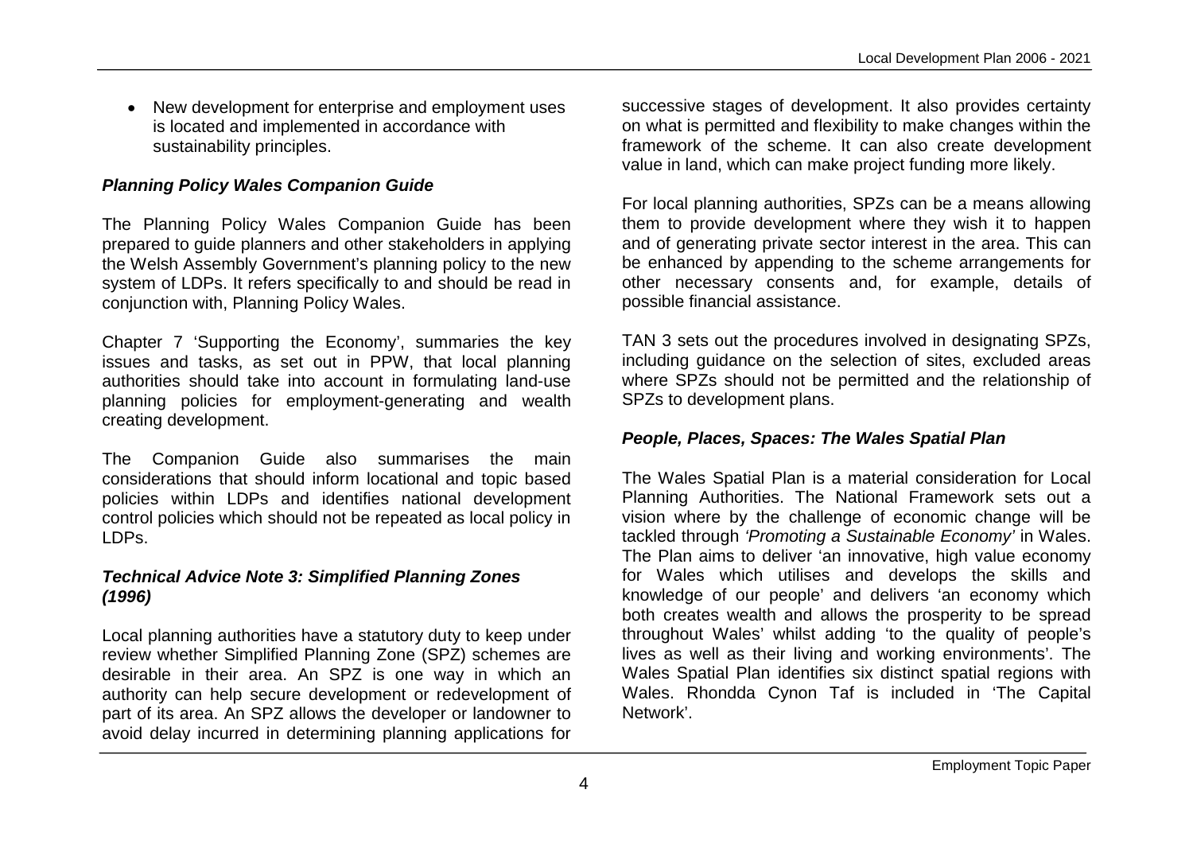- New development for enterprise and employment uses is located and implemented in accordance with sustainability principles.

***Planning Policy Wales Companion Guide***

The Planning Policy Wales Companion Guide has been prepared to guide planners and other stakeholders in applying the Welsh Assembly Government's planning policy to the new system of LDPs. It refers specifically to and should be read in conjunction with, Planning Policy Wales.

Chapter 7 'Supporting the Economy', summaries the key issues and tasks, as set out in PPW, that local planning authorities should take into account in formulating land-use planning policies for employment-generating and wealth creating development.

The Companion Guide also summarises the main considerations that should inform locational and topic based policies within LDPs and identifies national development control policies which should not be repeated as local policy in LDPs.

***Technical Advice Note 3: Simplified Planning Zones (1996)***

Local planning authorities have a statutory duty to keep under review whether Simplified Planning Zone (SPZ) schemes are desirable in their area. An SPZ is one way in which an authority can help secure development or redevelopment of part of its area. An SPZ allows the developer or landowner to avoid delay incurred in determining planning applications for successive stages of development. It also provides certainty on what is permitted and flexibility to make changes within the framework of the scheme. It can also create development value in land, which can make project funding more likely.

For local planning authorities, SPZs can be a means allowing them to provide development where they wish it to happen and of generating private sector interest in the area. This can be enhanced by appending to the scheme arrangements for other necessary consents and, for example, details of possible financial assistance.

TAN 3 sets out the procedures involved in designating SPZs, including guidance on the selection of sites, excluded areas where SPZs should not be permitted and the relationship of SPZs to development plans.

***People, Places, Spaces: The Wales Spatial Plan***

The Wales Spatial Plan is a material consideration for Local Planning Authorities. The National Framework sets out a vision where by the challenge of economic change will be tackled through *'Promoting a Sustainable Economy'* in Wales. The Plan aims to deliver 'an innovative, high value economy for Wales which utilises and develops the skills and knowledge of our people' and delivers 'an economy which both creates wealth and allows the prosperity to be spread throughout Wales' whilst adding 'to the quality of people's lives as well as their living and working environments'. The Wales Spatial Plan identifies six distinct spatial regions with Wales. Rhondda Cynon Taf is included in 'The Capital Network'.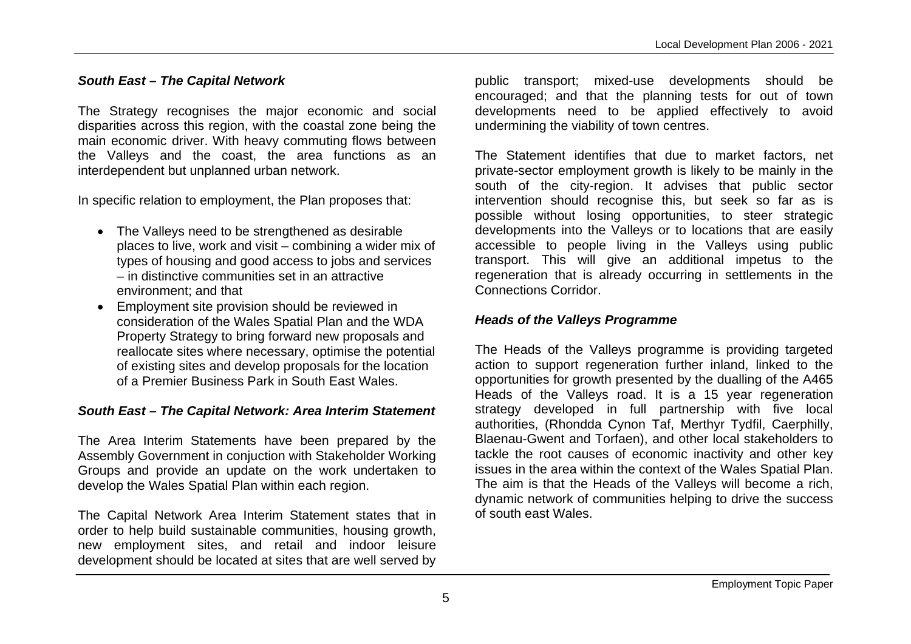### *South East – The Capital Network*

The Strategy recognises the major economic and social disparities across this region, with the coastal zone being the main economic driver. With heavy commuting flows between the Valleys and the coast, the area functions as an interdependent but unplanned urban network.

In specific relation to employment, the Plan proposes that:

- The Valleys need to be strengthened as desirable places to live, work and visit – combining a wider mix of types of housing and good access to jobs and services – in distinctive communities set in an attractive environment; and that
- Employment site provision should be reviewed in consideration of the Wales Spatial Plan and the WDA Property Strategy to bring forward new proposals and reallocate sites where necessary, optimise the potential of existing sites and develop proposals for the location of a Premier Business Park in South East Wales.

### *South East – The Capital Network: Area Interim Statement*

The Area Interim Statements have been prepared by the Assembly Government in conjuction with Stakeholder Working Groups and provide an update on the work undertaken to develop the Wales Spatial Plan within each region.

The Capital Network Area Interim Statement states that in order to help build sustainable communities, housing growth, new employment sites, and retail and indoor leisure development should be located at sites that are well served by public transport; mixed-use developments should be encouraged; and that the planning tests for out of town developments need to be applied effectively to avoid undermining the viability of town centres.

The Statement identifies that due to market factors, net private-sector employment growth is likely to be mainly in the south of the city-region. It advises that public sector intervention should recognise this, but seek so far as is possible without losing opportunities, to steer strategic developments into the Valleys or to locations that are easily accessible to people living in the Valleys using public transport. This will give an additional impetus to the regeneration that is already occurring in settlements in the Connections Corridor.

### *Heads of the Valleys Programme*

The Heads of the Valleys programme is providing targeted action to support regeneration further inland, linked to the opportunities for growth presented by the dualling of the A465 Heads of the Valleys road. It is a 15 year regeneration strategy developed in full partnership with five local authorities, (Rhondda Cynon Taf, Merthyr Tydfil, Caerphilly, Blaenau-Gwent and Torfaen), and other local stakeholders to tackle the root causes of economic inactivity and other key issues in the area within the context of the Wales Spatial Plan. The aim is that the Heads of the Valleys will become a rich, dynamic network of communities helping to drive the success of south east Wales.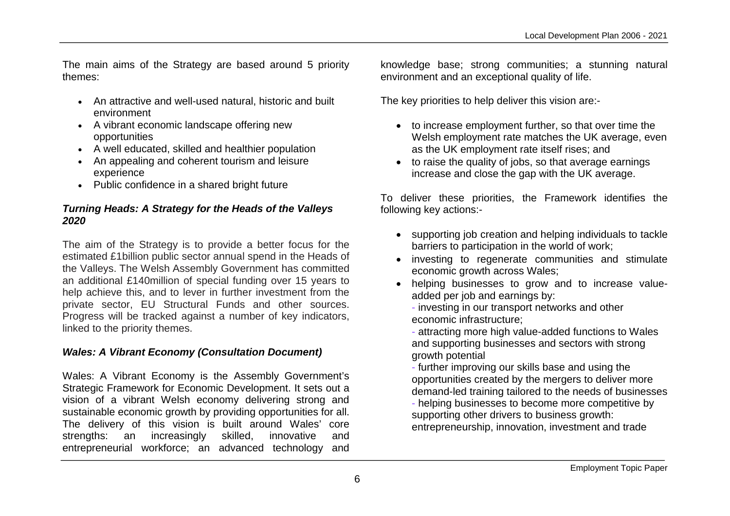The main aims of the Strategy are based around 5 priority themes:

- An attractive and well-used natural, historic and built environment
- A vibrant economic landscape offering new opportunities
- A well educated, skilled and healthier population
- An appealing and coherent tourism and leisure experience
- Public confidence in a shared bright future

### *Turning Heads: A Strategy for the Heads of the Valleys 2020*

The aim of the Strategy is to provide a better focus for the estimated £1billion public sector annual spend in the Heads of the Valleys. The Welsh Assembly Government has committed an additional £140million of special funding over 15 years to help achieve this, and to lever in further investment from the private sector, EU Structural Funds and other sources. Progress will be tracked against a number of key indicators, linked to the priority themes.

### *Wales: A Vibrant Economy (Consultation Document)*

Wales: A Vibrant Economy is the Assembly Government's Strategic Framework for Economic Development. It sets out a vision of a vibrant Welsh economy delivering strong and sustainable economic growth by providing opportunities for all. The delivery of this vision is built around Wales' core strengths: an increasingly skilled, innovative and entrepreneurial workforce; an advanced technology and knowledge base; strong communities; a stunning natural environment and an exceptional quality of life.

The key priorities to help deliver this vision are:-

- to increase employment further, so that over time the Welsh employment rate matches the UK average, even as the UK employment rate itself rises; and
- to raise the quality of jobs, so that average earnings increase and close the gap with the UK average.

To deliver these priorities, the Framework identifies the following key actions:-

- supporting job creation and helping individuals to tackle barriers to participation in the world of work;
- investing to regenerate communities and stimulate economic growth across Wales;
- helping businesses to grow and to increase value-added per job and earnings by:
  - investing in our transport networks and other economic infrastructure;
  - attracting more high value-added functions to Wales and supporting businesses and sectors with strong growth potential
  - further improving our skills base and using the opportunities created by the mergers to deliver more demand-led training tailored to the needs of businesses
  - helping businesses to become more competitive by supporting other drivers to business growth: entrepreneurship, innovation, investment and trade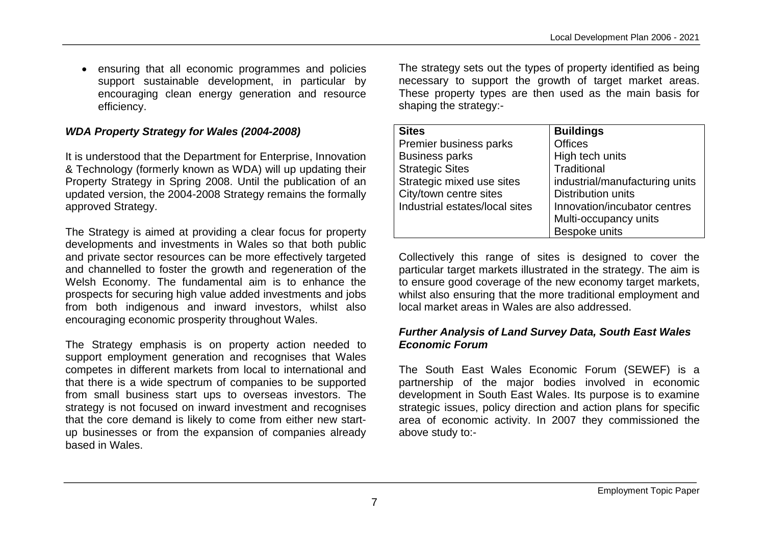- ensuring that all economic programmes and policies support sustainable development, in particular by encouraging clean energy generation and resource efficiency.

### *WDA Property Strategy for Wales (2004-2008)*

It is understood that the Department for Enterprise, Innovation & Technology (formerly known as WDA) will up updating their Property Strategy in Spring 2008. Until the publication of an updated version, the 2004-2008 Strategy remains the formally approved Strategy.

The Strategy is aimed at providing a clear focus for property developments and investments in Wales so that both public and private sector resources can be more effectively targeted and channelled to foster the growth and regeneration of the Welsh Economy. The fundamental aim is to enhance the prospects for securing high value added investments and jobs from both indigenous and inward investors, whilst also encouraging economic prosperity throughout Wales.

The Strategy emphasis is on property action needed to support employment generation and recognises that Wales competes in different markets from local to international and that there is a wide spectrum of companies to be supported from small business start ups to overseas investors. The strategy is not focused on inward investment and recognises that the core demand is likely to come from either new start-up businesses or from the expansion of companies already based in Wales.

The strategy sets out the types of property identified as being necessary to support the growth of target market areas. These property types are then used as the main basis for shaping the strategy:-

| Sites | Buildings |
|---|---|
| Premier business parks | Offices |
| Business parks | High tech units |
| Strategic Sites | Traditional industrial/manufacturing units |
| Strategic mixed use sites | Distribution units |
| City/town centre sites | Innovation/incubator centres |
| Industrial estates/local sites | Multi-occupancy units |
| | Bespoke units |

Collectively this range of sites is designed to cover the particular target markets illustrated in the strategy. The aim is to ensure good coverage of the new economy target markets, whilst also ensuring that the more traditional employment and local market areas in Wales are also addressed.

### *Further Analysis of Land Survey Data, South East Wales Economic Forum*

The South East Wales Economic Forum (SEWEF) is a partnership of the major bodies involved in economic development in South East Wales. Its purpose is to examine strategic issues, policy direction and action plans for specific area of economic activity. In 2007 they commissioned the above study to:-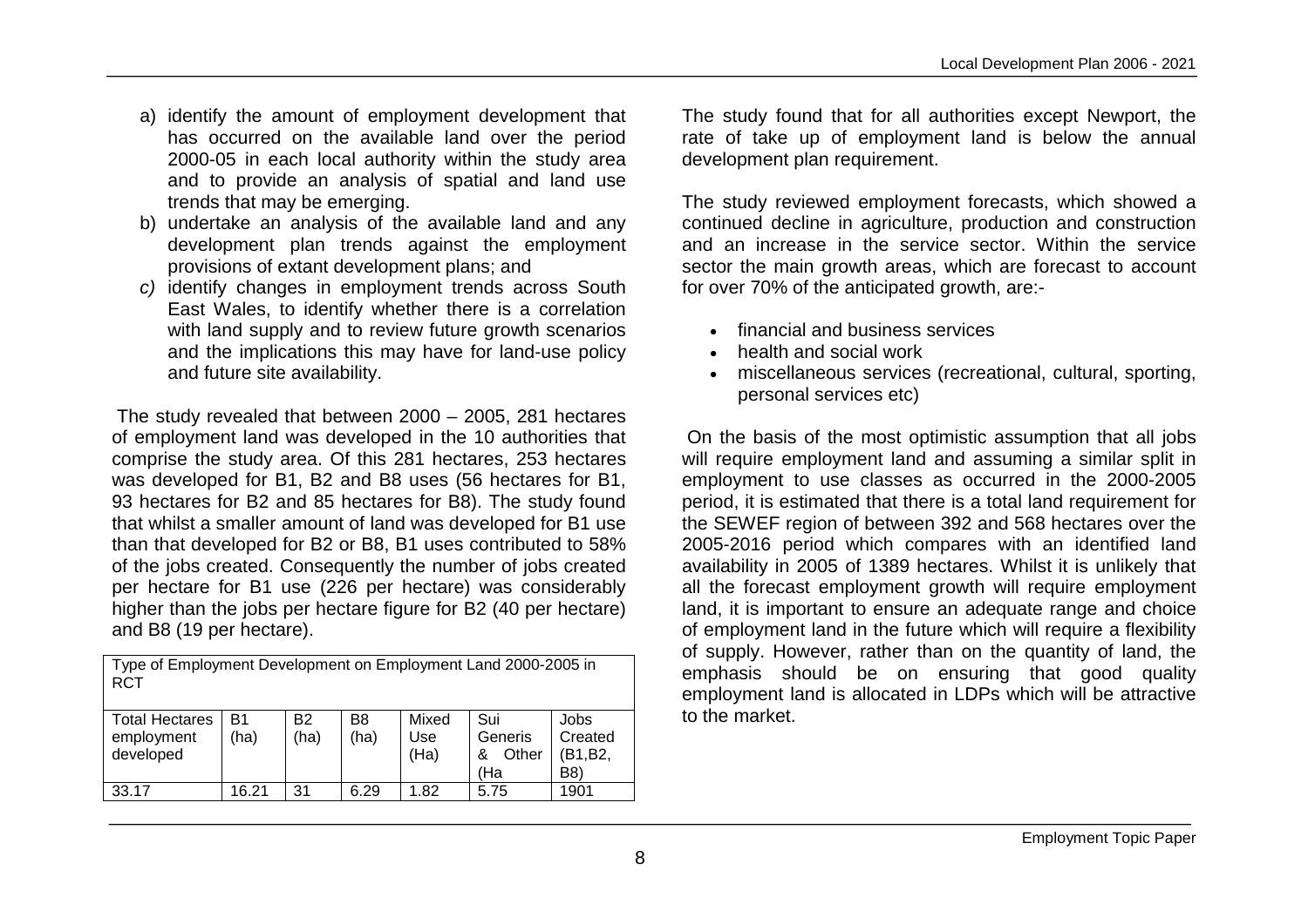a) identify the amount of employment development that has occurred on the available land over the period 2000-05 in each local authority within the study area and to provide an analysis of spatial and land use trends that may be emerging.
b) undertake an analysis of the available land and any development plan trends against the employment provisions of extant development plans; and
c) identify changes in employment trends across South East Wales, to identify whether there is a correlation with land supply and to review future growth scenarios and the implications this may have for land-use policy and future site availability.

The study revealed that between 2000 – 2005, 281 hectares of employment land was developed in the 10 authorities that comprise the study area. Of this 281 hectares, 253 hectares was developed for B1, B2 and B8 uses (56 hectares for B1, 93 hectares for B2 and 85 hectares for B8). The study found that whilst a smaller amount of land was developed for B1 use than that developed for B2 or B8, B1 uses contributed to 58% of the jobs created. Consequently the number of jobs created per hectare for B1 use (226 per hectare) was considerably higher than the jobs per hectare figure for B2 (40 per hectare) and B8 (19 per hectare).

| Type of Employment Development on Employment Land 2000-2005 in RCT | | | | | | |
|---|---|---|---|---|---|---|
| Total Hectares employment developed | B1 (ha) | B2 (ha) | B8 (ha) | Mixed Use (Ha) | Sui Generis & Other (Ha | Jobs Created (B1,B2, B8) |
| 33.17 | 16.21 | 31 | 6.29 | 1.82 | 5.75 | 1901 |

The study found that for all authorities except Newport, the rate of take up of employment land is below the annual development plan requirement.

The study reviewed employment forecasts, which showed a continued decline in agriculture, production and construction and an increase in the service sector. Within the service sector the main growth areas, which are forecast to account for over 70% of the anticipated growth, are:-

- financial and business services
- health and social work
- miscellaneous services (recreational, cultural, sporting, personal services etc)

On the basis of the most optimistic assumption that all jobs will require employment land and assuming a similar split in employment to use classes as occurred in the 2000-2005 period, it is estimated that there is a total land requirement for the SEWEF region of between 392 and 568 hectares over the 2005-2016 period which compares with an identified land availability in 2005 of 1389 hectares. Whilst it is unlikely that all the forecast employment growth will require employment land, it is important to ensure an adequate range and choice of employment land in the future which will require a flexibility of supply. However, rather than on the quantity of land, the emphasis should be on ensuring that good quality employment land is allocated in LDPs which will be attractive to the market.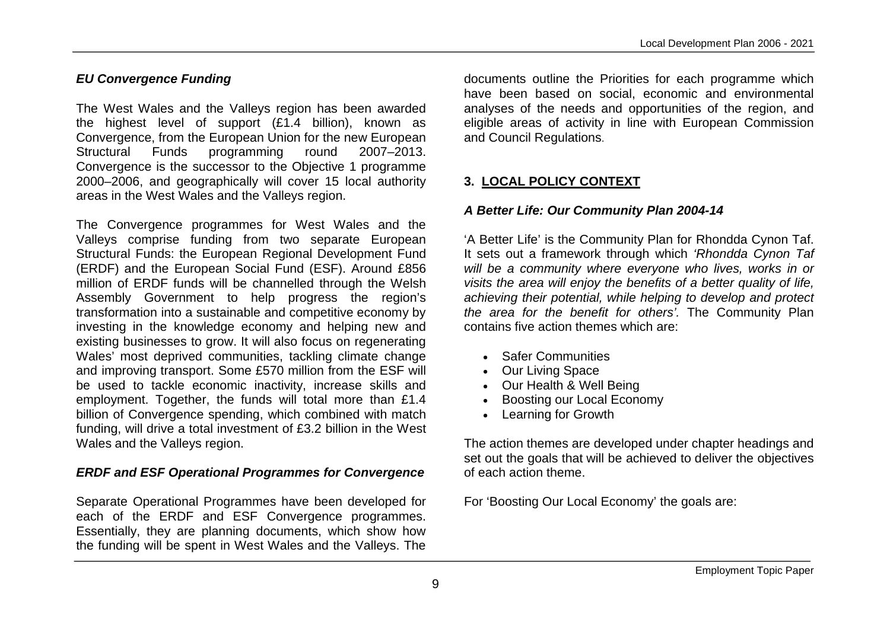### *EU Convergence Funding*

The West Wales and the Valleys region has been awarded the highest level of support (£1.4 billion), known as Convergence, from the European Union for the new European Structural Funds programming round 2007–2013. Convergence is the successor to the Objective 1 programme 2000–2006, and geographically will cover 15 local authority areas in the West Wales and the Valleys region.

The Convergence programmes for West Wales and the Valleys comprise funding from two separate European Structural Funds: the European Regional Development Fund (ERDF) and the European Social Fund (ESF). Around £856 million of ERDF funds will be channelled through the Welsh Assembly Government to help progress the region's transformation into a sustainable and competitive economy by investing in the knowledge economy and helping new and existing businesses to grow. It will also focus on regenerating Wales' most deprived communities, tackling climate change and improving transport. Some £570 million from the ESF will be used to tackle economic inactivity, increase skills and employment. Together, the funds will total more than £1.4 billion of Convergence spending, which combined with match funding, will drive a total investment of £3.2 billion in the West Wales and the Valleys region.

### *ERDF and ESF Operational Programmes for Convergence*

Separate Operational Programmes have been developed for each of the ERDF and ESF Convergence programmes. Essentially, they are planning documents, which show how the funding will be spent in West Wales and the Valleys. The documents outline the Priorities for each programme which have been based on social, economic and environmental analyses of the needs and opportunities of the region, and eligible areas of activity in line with European Commission and Council Regulations.

## 3. LOCAL POLICY CONTEXT

### *A Better Life: Our Community Plan 2004-14*

'A Better Life' is the Community Plan for Rhondda Cynon Taf. It sets out a framework through which *'Rhondda Cynon Taf will be a community where everyone who lives, works in or visits the area will enjoy the benefits of a better quality of life, achieving their potential, while helping to develop and protect the area for the benefit for others'*. The Community Plan contains five action themes which are:

- Safer Communities
- Our Living Space
- Our Health & Well Being
- Boosting our Local Economy
- Learning for Growth

The action themes are developed under chapter headings and set out the goals that will be achieved to deliver the objectives of each action theme.

For 'Boosting Our Local Economy' the goals are: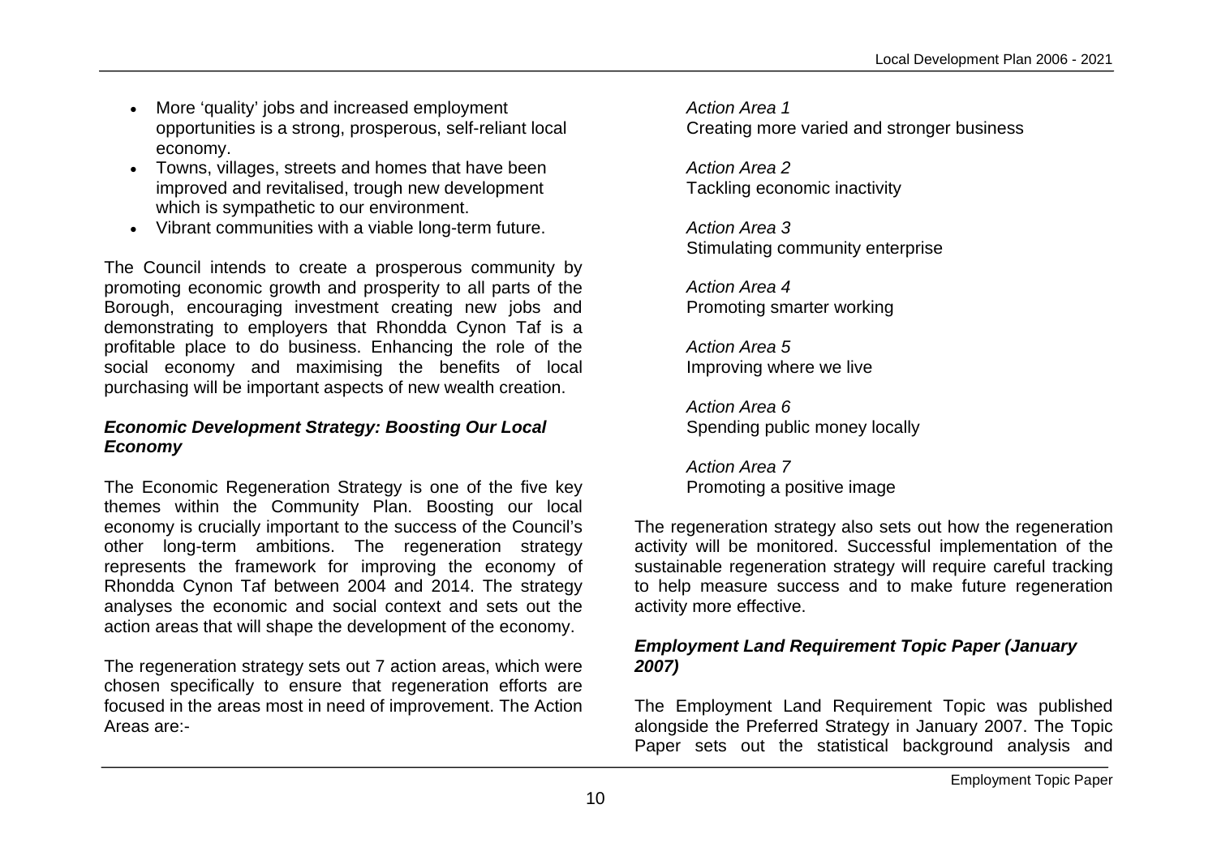- More 'quality' jobs and increased employment opportunities is a strong, prosperous, self-reliant local economy.
- Towns, villages, streets and homes that have been improved and revitalised, trough new development which is sympathetic to our environment.
- Vibrant communities with a viable long-term future.

The Council intends to create a prosperous community by promoting economic growth and prosperity to all parts of the Borough, encouraging investment creating new jobs and demonstrating to employers that Rhondda Cynon Taf is a profitable place to do business. Enhancing the role of the social economy and maximising the benefits of local purchasing will be important aspects of new wealth creation.

***Economic Development Strategy: Boosting Our Local Economy***

The Economic Regeneration Strategy is one of the five key themes within the Community Plan. Boosting our local economy is crucially important to the success of the Council's other long-term ambitions. The regeneration strategy represents the framework for improving the economy of Rhondda Cynon Taf between 2004 and 2014. The strategy analyses the economic and social context and sets out the action areas that will shape the development of the economy.

The regeneration strategy sets out 7 action areas, which were chosen specifically to ensure that regeneration efforts are focused in the areas most in need of improvement. The Action Areas are:-

*Action Area 1*
Creating more varied and stronger business

*Action Area 2*
Tackling economic inactivity

*Action Area 3*
Stimulating community enterprise

*Action Area 4*
Promoting smarter working

*Action Area 5*
Improving where we live

*Action Area 6*
Spending public money locally

*Action Area 7*
Promoting a positive image

The regeneration strategy also sets out how the regeneration activity will be monitored. Successful implementation of the sustainable regeneration strategy will require careful tracking to help measure success and to make future regeneration activity more effective.

***Employment Land Requirement Topic Paper (January 2007)***

The Employment Land Requirement Topic was published alongside the Preferred Strategy in January 2007. The Topic Paper sets out the statistical background analysis and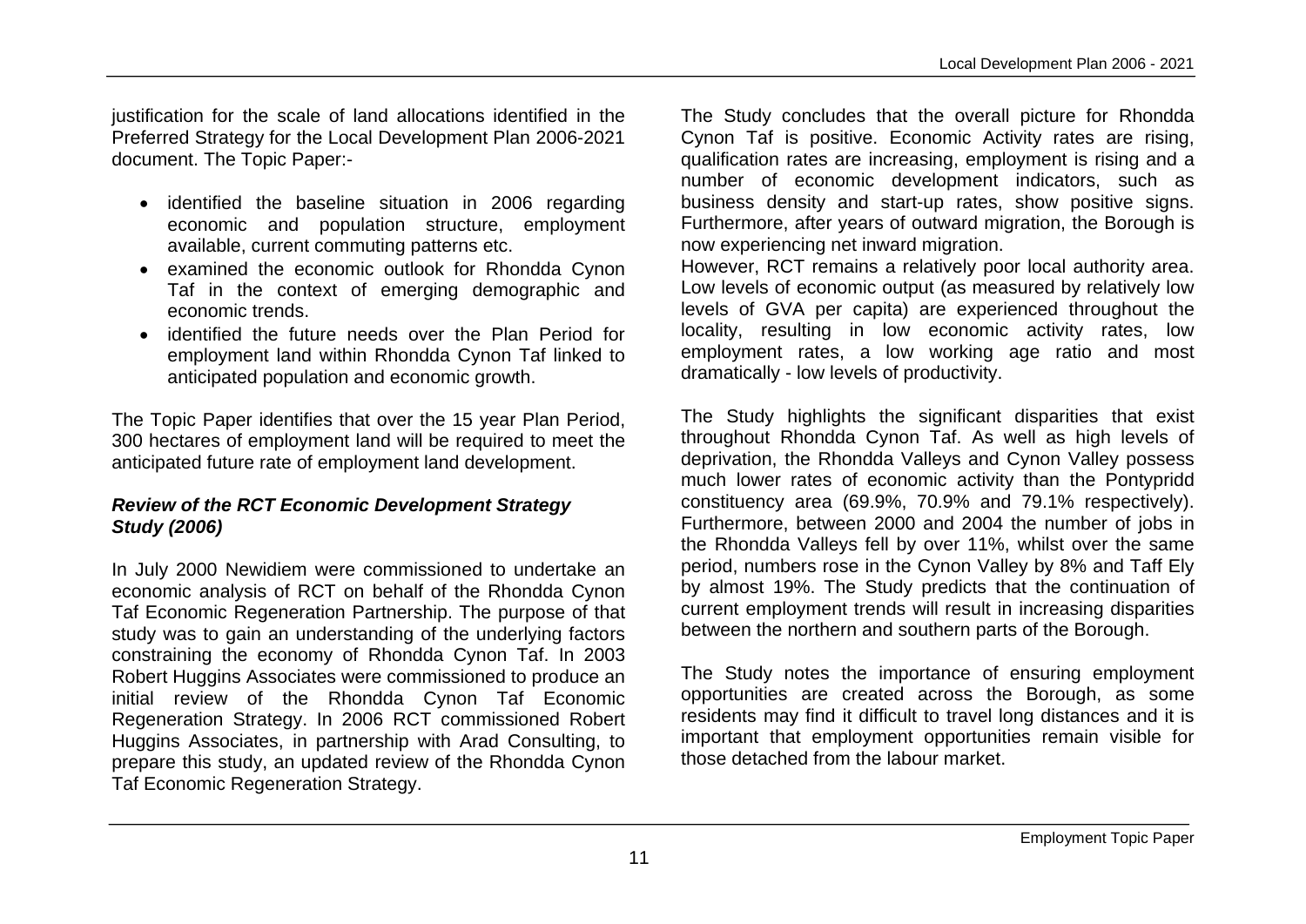justification for the scale of land allocations identified in the Preferred Strategy for the Local Development Plan 2006-2021 document. The Topic Paper:-

- identified the baseline situation in 2006 regarding economic and population structure, employment available, current commuting patterns etc.
- examined the economic outlook for Rhondda Cynon Taf in the context of emerging demographic and economic trends.
- identified the future needs over the Plan Period for employment land within Rhondda Cynon Taf linked to anticipated population and economic growth.

The Topic Paper identifies that over the 15 year Plan Period, 300 hectares of employment land will be required to meet the anticipated future rate of employment land development.

### ***Review of the RCT Economic Development Strategy Study (2006)***

In July 2000 Newidiem were commissioned to undertake an economic analysis of RCT on behalf of the Rhondda Cynon Taf Economic Regeneration Partnership. The purpose of that study was to gain an understanding of the underlying factors constraining the economy of Rhondda Cynon Taf. In 2003 Robert Huggins Associates were commissioned to produce an initial review of the Rhondda Cynon Taf Economic Regeneration Strategy. In 2006 RCT commissioned Robert Huggins Associates, in partnership with Arad Consulting, to prepare this study, an updated review of the Rhondda Cynon Taf Economic Regeneration Strategy.

The Study concludes that the overall picture for Rhondda Cynon Taf is positive. Economic Activity rates are rising, qualification rates are increasing, employment is rising and a number of economic development indicators, such as business density and start-up rates, show positive signs. Furthermore, after years of outward migration, the Borough is now experiencing net inward migration.

However, RCT remains a relatively poor local authority area. Low levels of economic output (as measured by relatively low levels of GVA per capita) are experienced throughout the locality, resulting in low economic activity rates, low employment rates, a low working age ratio and most dramatically - low levels of productivity.

The Study highlights the significant disparities that exist throughout Rhondda Cynon Taf. As well as high levels of deprivation, the Rhondda Valleys and Cynon Valley possess much lower rates of economic activity than the Pontypridd constituency area (69.9%, 70.9% and 79.1% respectively). Furthermore, between 2000 and 2004 the number of jobs in the Rhondda Valleys fell by over 11%, whilst over the same period, numbers rose in the Cynon Valley by 8% and Taff Ely by almost 19%. The Study predicts that the continuation of current employment trends will result in increasing disparities between the northern and southern parts of the Borough.

The Study notes the importance of ensuring employment opportunities are created across the Borough, as some residents may find it difficult to travel long distances and it is important that employment opportunities remain visible for those detached from the labour market.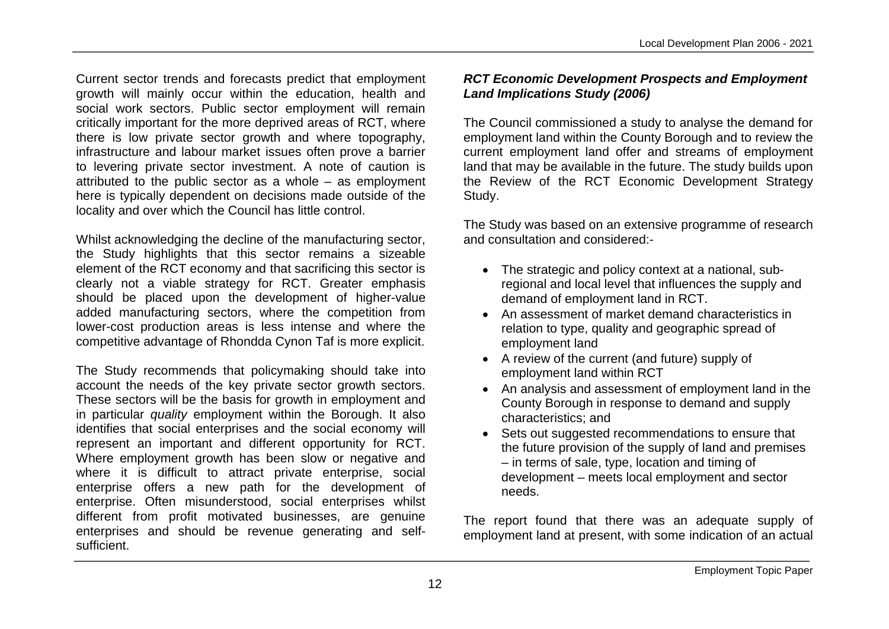Current sector trends and forecasts predict that employment growth will mainly occur within the education, health and social work sectors. Public sector employment will remain critically important for the more deprived areas of RCT, where there is low private sector growth and where topography, infrastructure and labour market issues often prove a barrier to levering private sector investment. A note of caution is attributed to the public sector as a whole – as employment here is typically dependent on decisions made outside of the locality and over which the Council has little control.

Whilst acknowledging the decline of the manufacturing sector, the Study highlights that this sector remains a sizeable element of the RCT economy and that sacrificing this sector is clearly not a viable strategy for RCT. Greater emphasis should be placed upon the development of higher-value added manufacturing sectors, where the competition from lower-cost production areas is less intense and where the competitive advantage of Rhondda Cynon Taf is more explicit.

The Study recommends that policymaking should take into account the needs of the key private sector growth sectors. These sectors will be the basis for growth in employment and in particular *quality* employment within the Borough. It also identifies that social enterprises and the social economy will represent an important and different opportunity for RCT. Where employment growth has been slow or negative and where it is difficult to attract private enterprise, social enterprise offers a new path for the development of enterprise. Often misunderstood, social enterprises whilst different from profit motivated businesses, are genuine enterprises and should be revenue generating and self-sufficient.

***RCT Economic Development Prospects and Employment Land Implications Study (2006)***

The Council commissioned a study to analyse the demand for employment land within the County Borough and to review the current employment land offer and streams of employment land that may be available in the future. The study builds upon the Review of the RCT Economic Development Strategy Study.

The Study was based on an extensive programme of research and consultation and considered:-

- The strategic and policy context at a national, sub-regional and local level that influences the supply and demand of employment land in RCT.
- An assessment of market demand characteristics in relation to type, quality and geographic spread of employment land
- A review of the current (and future) supply of employment land within RCT
- An analysis and assessment of employment land in the County Borough in response to demand and supply characteristics; and
- Sets out suggested recommendations to ensure that the future provision of the supply of land and premises – in terms of sale, type, location and timing of development – meets local employment and sector needs.

The report found that there was an adequate supply of employment land at present, with some indication of an actual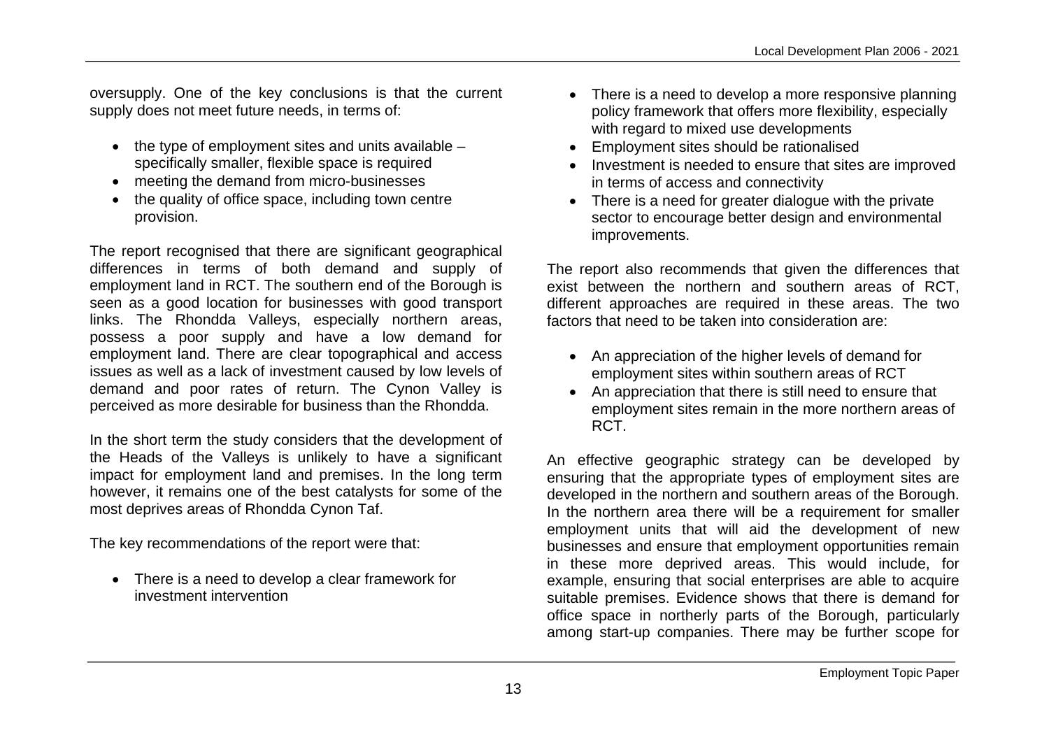oversupply. One of the key conclusions is that the current supply does not meet future needs, in terms of:

- the type of employment sites and units available – specifically smaller, flexible space is required
- meeting the demand from micro-businesses
- the quality of office space, including town centre provision.

The report recognised that there are significant geographical differences in terms of both demand and supply of employment land in RCT. The southern end of the Borough is seen as a good location for businesses with good transport links. The Rhondda Valleys, especially northern areas, possess a poor supply and have a low demand for employment land. There are clear topographical and access issues as well as a lack of investment caused by low levels of demand and poor rates of return. The Cynon Valley is perceived as more desirable for business than the Rhondda.

In the short term the study considers that the development of the Heads of the Valleys is unlikely to have a significant impact for employment land and premises. In the long term however, it remains one of the best catalysts for some of the most deprives areas of Rhondda Cynon Taf.

The key recommendations of the report were that:

- There is a need to develop a clear framework for investment intervention
- There is a need to develop a more responsive planning policy framework that offers more flexibility, especially with regard to mixed use developments
- Employment sites should be rationalised
- Investment is needed to ensure that sites are improved in terms of access and connectivity
- There is a need for greater dialogue with the private sector to encourage better design and environmental improvements.

The report also recommends that given the differences that exist between the northern and southern areas of RCT, different approaches are required in these areas. The two factors that need to be taken into consideration are:

- An appreciation of the higher levels of demand for employment sites within southern areas of RCT
- An appreciation that there is still need to ensure that employment sites remain in the more northern areas of RCT.

An effective geographic strategy can be developed by ensuring that the appropriate types of employment sites are developed in the northern and southern areas of the Borough. In the northern area there will be a requirement for smaller employment units that will aid the development of new businesses and ensure that employment opportunities remain in these more deprived areas. This would include, for example, ensuring that social enterprises are able to acquire suitable premises. Evidence shows that there is demand for office space in northerly parts of the Borough, particularly among start-up companies. There may be further scope for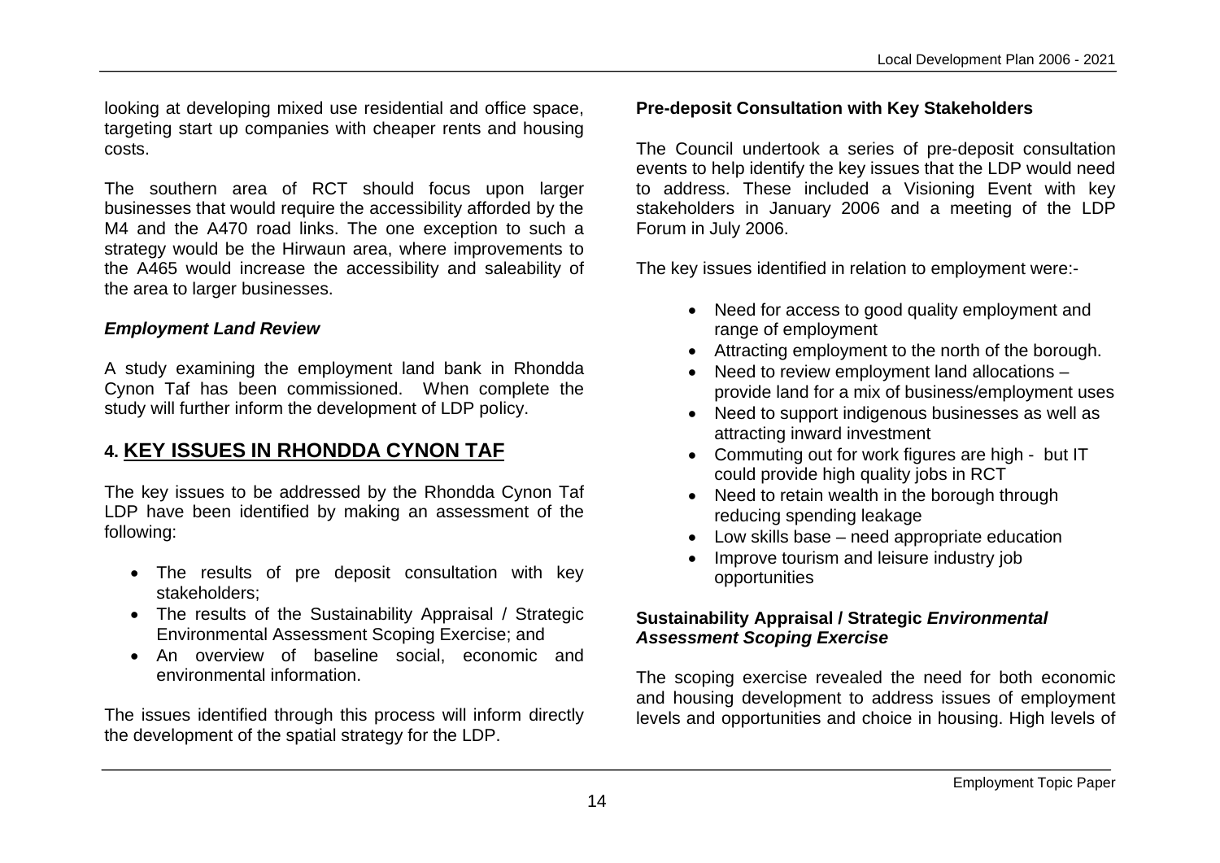looking at developing mixed use residential and office space, targeting start up companies with cheaper rents and housing costs.

The southern area of RCT should focus upon larger businesses that would require the accessibility afforded by the M4 and the A470 road links. The one exception to such a strategy would be the Hirwaun area, where improvements to the A465 would increase the accessibility and saleability of the area to larger businesses.

***Employment Land Review***

A study examining the employment land bank in Rhondda Cynon Taf has been commissioned. When complete the study will further inform the development of LDP policy.

## 4. KEY ISSUES IN RHONDDA CYNON TAF

The key issues to be addressed by the Rhondda Cynon Taf LDP have been identified by making an assessment of the following:

- The results of pre deposit consultation with key stakeholders;
- The results of the Sustainability Appraisal / Strategic Environmental Assessment Scoping Exercise; and
- An overview of baseline social, economic and environmental information.

The issues identified through this process will inform directly the development of the spatial strategy for the LDP.

**Pre-deposit Consultation with Key Stakeholders**

The Council undertook a series of pre-deposit consultation events to help identify the key issues that the LDP would need to address. These included a Visioning Event with key stakeholders in January 2006 and a meeting of the LDP Forum in July 2006.

The key issues identified in relation to employment were:-

- Need for access to good quality employment and range of employment
- Attracting employment to the north of the borough.
- Need to review employment land allocations – provide land for a mix of business/employment uses
- Need to support indigenous businesses as well as attracting inward investment
- Commuting out for work figures are high - but IT could provide high quality jobs in RCT
- Need to retain wealth in the borough through reducing spending leakage
- Low skills base – need appropriate education
- Improve tourism and leisure industry job opportunities

**Sustainability Appraisal / Strategic *Environmental Assessment Scoping Exercise***

The scoping exercise revealed the need for both economic and housing development to address issues of employment levels and opportunities and choice in housing. High levels of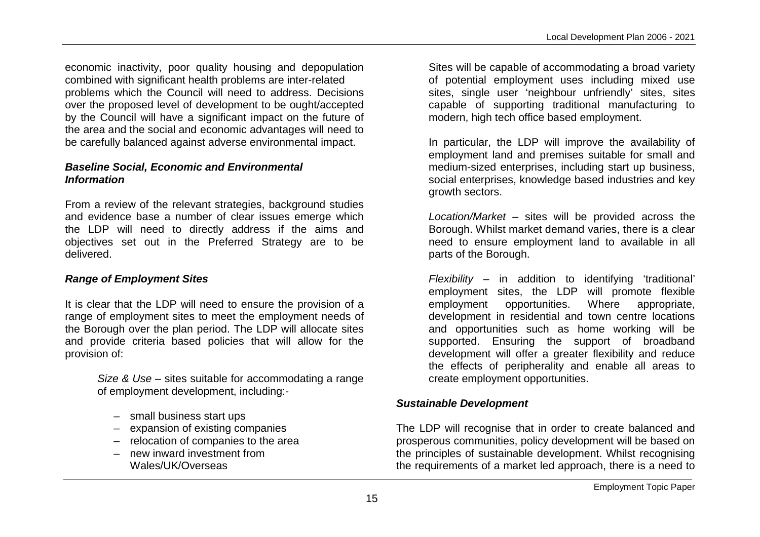economic inactivity, poor quality housing and depopulation combined with significant health problems are inter-related problems which the Council will need to address. Decisions over the proposed level of development to be ought/accepted by the Council will have a significant impact on the future of the area and the social and economic advantages will need to be carefully balanced against adverse environmental impact.

### *Baseline Social, Economic and Environmental Information*

From a review of the relevant strategies, background studies and evidence base a number of clear issues emerge which the LDP will need to directly address if the aims and objectives set out in the Preferred Strategy are to be delivered.

### *Range of Employment Sites*

It is clear that the LDP will need to ensure the provision of a range of employment sites to meet the employment needs of the Borough over the plan period. The LDP will allocate sites and provide criteria based policies that will allow for the provision of:

> *Size & Use* – sites suitable for accommodating a range of employment development, including:-
>
> – small business start ups
> – expansion of existing companies
> – relocation of companies to the area
> – new inward investment from Wales/UK/Overseas
>
> Sites will be capable of accommodating a broad variety of potential employment uses including mixed use sites, single user 'neighbour unfriendly' sites, sites capable of supporting traditional manufacturing to modern, high tech office based employment.
>
> In particular, the LDP will improve the availability of employment land and premises suitable for small and medium-sized enterprises, including start up business, social enterprises, knowledge based industries and key growth sectors.
>
> *Location/Market* – sites will be provided across the Borough. Whilst market demand varies, there is a clear need to ensure employment land to available in all parts of the Borough.
>
> *Flexibility* – in addition to identifying 'traditional' employment sites, the LDP will promote flexible employment opportunities. Where appropriate, development in residential and town centre locations and opportunities such as home working will be supported. Ensuring the support of broadband development will offer a greater flexibility and reduce the effects of peripherality and enable all areas to create employment opportunities.

### *Sustainable Development*

The LDP will recognise that in order to create balanced and prosperous communities, policy development will be based on the principles of sustainable development. Whilst recognising the requirements of a market led approach, there is a need to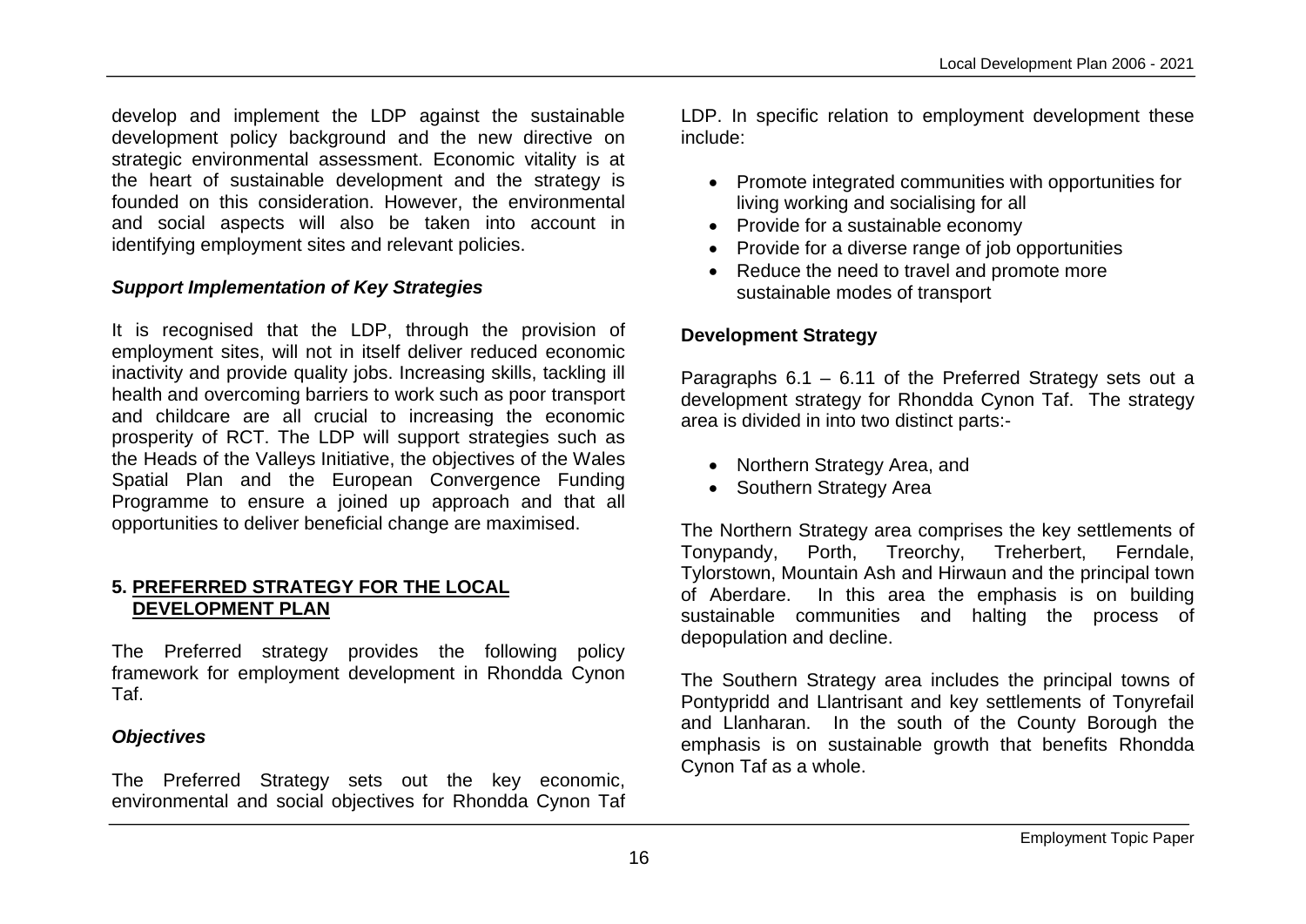develop and implement the LDP against the sustainable development policy background and the new directive on strategic environmental assessment. Economic vitality is at the heart of sustainable development and the strategy is founded on this consideration. However, the environmental and social aspects will also be taken into account in identifying employment sites and relevant policies.

***Support Implementation of Key Strategies***

It is recognised that the LDP, through the provision of employment sites, will not in itself deliver reduced economic inactivity and provide quality jobs. Increasing skills, tackling ill health and overcoming barriers to work such as poor transport and childcare are all crucial to increasing the economic prosperity of RCT. The LDP will support strategies such as the Heads of the Valleys Initiative, the objectives of the Wales Spatial Plan and the European Convergence Funding Programme to ensure a joined up approach and that all opportunities to deliver beneficial change are maximised.

## 5. PREFERRED STRATEGY FOR THE LOCAL DEVELOPMENT PLAN

The Preferred strategy provides the following policy framework for employment development in Rhondda Cynon Taf.

***Objectives***

The Preferred Strategy sets out the key economic, environmental and social objectives for Rhondda Cynon Taf LDP. In specific relation to employment development these include:

- Promote integrated communities with opportunities for living working and socialising for all
- Provide for a sustainable economy
- Provide for a diverse range of job opportunities
- Reduce the need to travel and promote more sustainable modes of transport

**Development Strategy**

Paragraphs 6.1 – 6.11 of the Preferred Strategy sets out a development strategy for Rhondda Cynon Taf. The strategy area is divided in into two distinct parts:-

- Northern Strategy Area, and
- Southern Strategy Area

The Northern Strategy area comprises the key settlements of Tonypandy, Porth, Treorchy, Treherbert, Ferndale, Tylorstown, Mountain Ash and Hirwaun and the principal town of Aberdare. In this area the emphasis is on building sustainable communities and halting the process of depopulation and decline.

The Southern Strategy area includes the principal towns of Pontypridd and Llantrisant and key settlements of Tonyrefail and Llanharan. In the south of the County Borough the emphasis is on sustainable growth that benefits Rhondda Cynon Taf as a whole.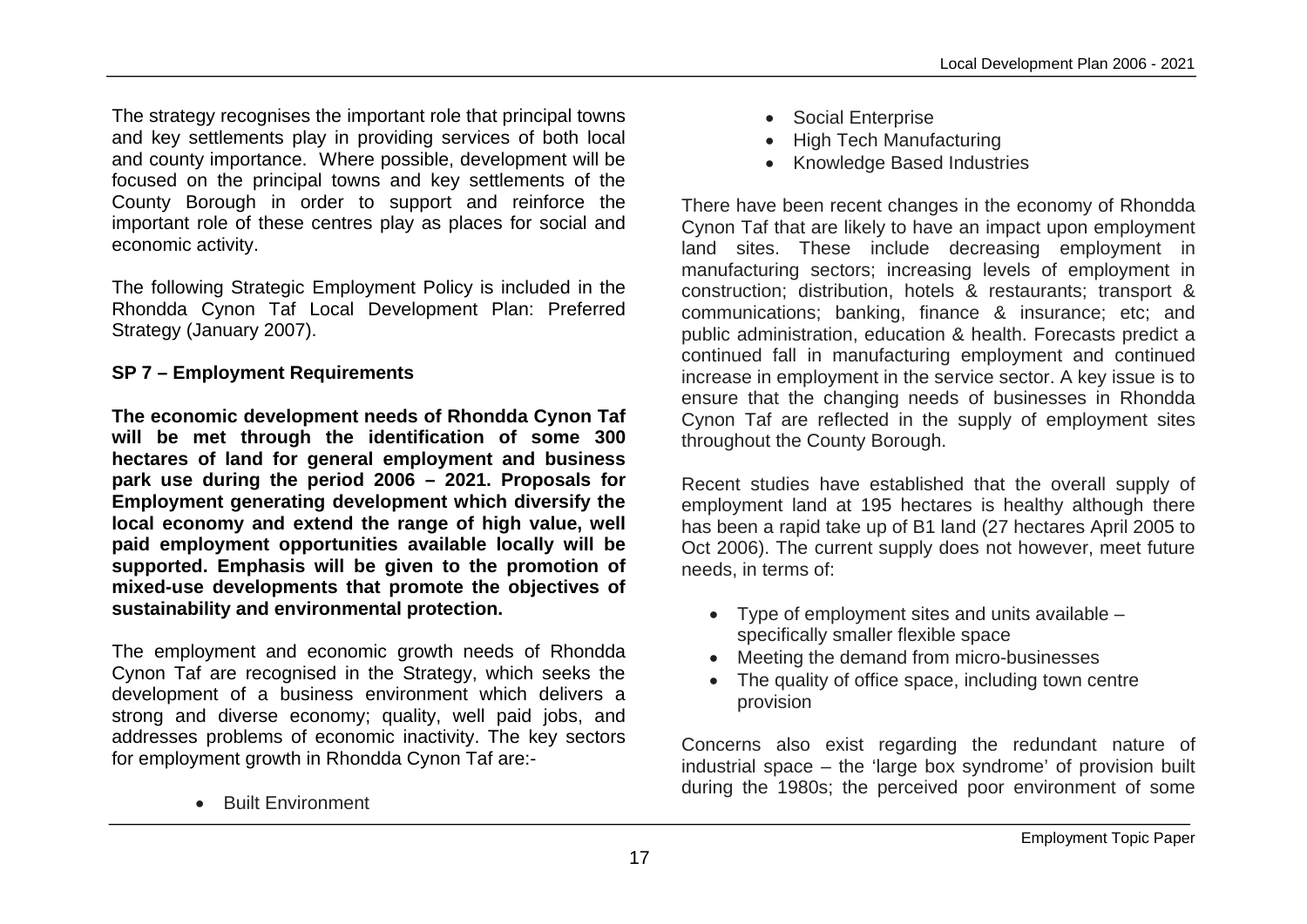The strategy recognises the important role that principal towns and key settlements play in providing services of both local and county importance. Where possible, development will be focused on the principal towns and key settlements of the County Borough in order to support and reinforce the important role of these centres play as places for social and economic activity.

The following Strategic Employment Policy is included in the Rhondda Cynon Taf Local Development Plan: Preferred Strategy (January 2007).

**SP 7 – Employment Requirements**

**The economic development needs of Rhondda Cynon Taf will be met through the identification of some 300 hectares of land for general employment and business park use during the period 2006 – 2021. Proposals for Employment generating development which diversify the local economy and extend the range of high value, well paid employment opportunities available locally will be supported. Emphasis will be given to the promotion of mixed-use developments that promote the objectives of sustainability and environmental protection.**

The employment and economic growth needs of Rhondda Cynon Taf are recognised in the Strategy, which seeks the development of a business environment which delivers a strong and diverse economy; quality, well paid jobs, and addresses problems of economic inactivity. The key sectors for employment growth in Rhondda Cynon Taf are:-

- Built Environment
- Social Enterprise
- High Tech Manufacturing
- Knowledge Based Industries

There have been recent changes in the economy of Rhondda Cynon Taf that are likely to have an impact upon employment land sites. These include decreasing employment in manufacturing sectors; increasing levels of employment in construction; distribution, hotels & restaurants; transport & communications; banking, finance & insurance; etc; and public administration, education & health. Forecasts predict a continued fall in manufacturing employment and continued increase in employment in the service sector. A key issue is to ensure that the changing needs of businesses in Rhondda Cynon Taf are reflected in the supply of employment sites throughout the County Borough.

Recent studies have established that the overall supply of employment land at 195 hectares is healthy although there has been a rapid take up of B1 land (27 hectares April 2005 to Oct 2006). The current supply does not however, meet future needs, in terms of:

- Type of employment sites and units available – specifically smaller flexible space
- Meeting the demand from micro-businesses
- The quality of office space, including town centre provision

Concerns also exist regarding the redundant nature of industrial space – the 'large box syndrome' of provision built during the 1980s; the perceived poor environment of some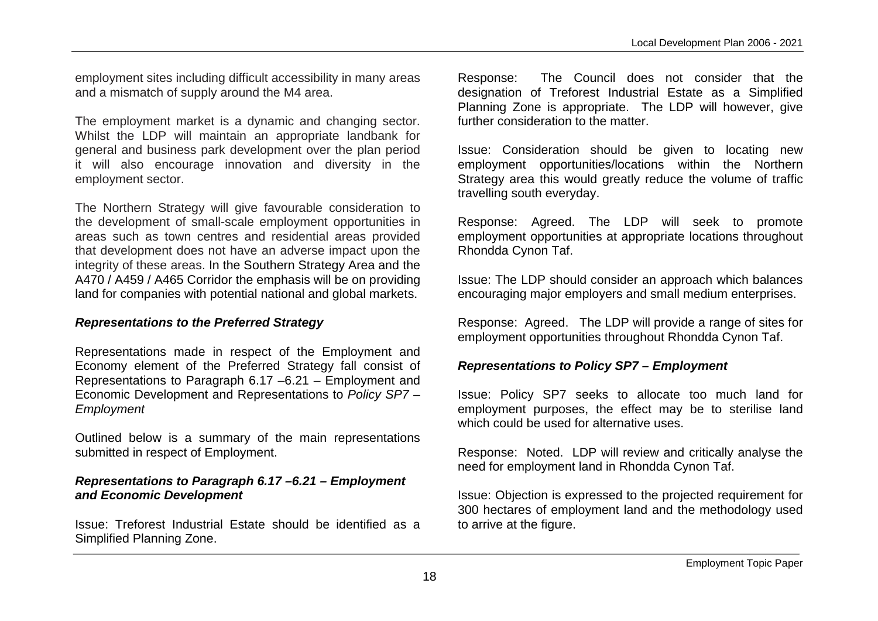employment sites including difficult accessibility in many areas and a mismatch of supply around the M4 area.

The employment market is a dynamic and changing sector. Whilst the LDP will maintain an appropriate landbank for general and business park development over the plan period it will also encourage innovation and diversity in the employment sector.

The Northern Strategy will give favourable consideration to the development of small-scale employment opportunities in areas such as town centres and residential areas provided that development does not have an adverse impact upon the integrity of these areas. In the Southern Strategy Area and the A470 / A459 / A465 Corridor the emphasis will be on providing land for companies with potential national and global markets.

### *Representations to the Preferred Strategy*

Representations made in respect of the Employment and Economy element of the Preferred Strategy fall consist of Representations to Paragraph 6.17 –6.21 – Employment and Economic Development and Representations to *Policy SP7 – Employment*

Outlined below is a summary of the main representations submitted in respect of Employment.

### *Representations to Paragraph 6.17 –6.21 – Employment and Economic Development*

Issue: Treforest Industrial Estate should be identified as a Simplified Planning Zone.

Response: The Council does not consider that the designation of Treforest Industrial Estate as a Simplified Planning Zone is appropriate. The LDP will however, give further consideration to the matter.

Issue: Consideration should be given to locating new employment opportunities/locations within the Northern Strategy area this would greatly reduce the volume of traffic travelling south everyday.

Response: Agreed. The LDP will seek to promote employment opportunities at appropriate locations throughout Rhondda Cynon Taf.

Issue: The LDP should consider an approach which balances encouraging major employers and small medium enterprises.

Response: Agreed. The LDP will provide a range of sites for employment opportunities throughout Rhondda Cynon Taf.

### *Representations to Policy SP7 – Employment*

Issue: Policy SP7 seeks to allocate too much land for employment purposes, the effect may be to sterilise land which could be used for alternative uses.

Response: Noted. LDP will review and critically analyse the need for employment land in Rhondda Cynon Taf.

Issue: Objection is expressed to the projected requirement for 300 hectares of employment land and the methodology used to arrive at the figure.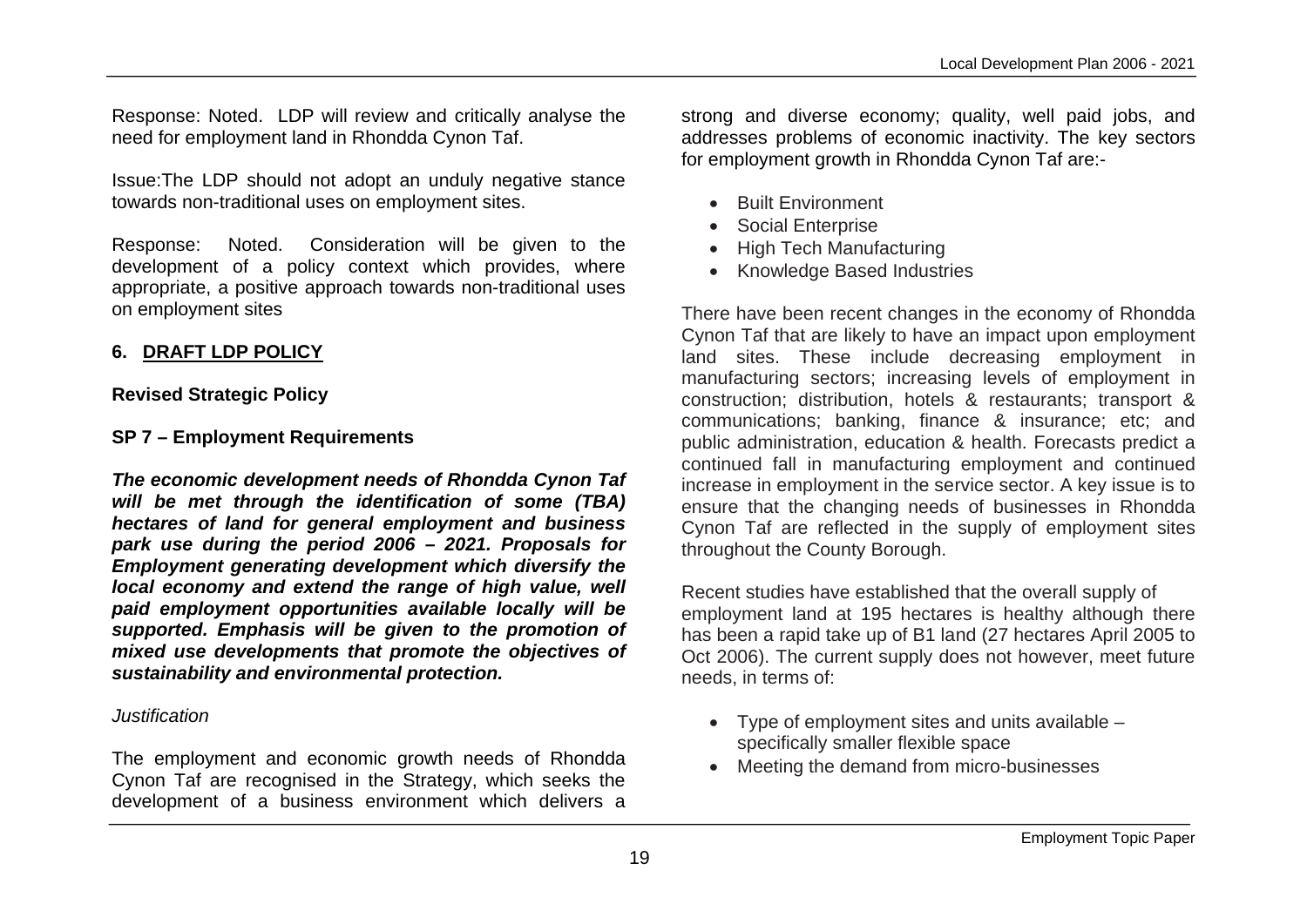Response: Noted. LDP will review and critically analyse the need for employment land in Rhondda Cynon Taf.

Issue:The LDP should not adopt an unduly negative stance towards non-traditional uses on employment sites.

Response: Noted. Consideration will be given to the development of a policy context which provides, where appropriate, a positive approach towards non-traditional uses on employment sites

## 6. DRAFT LDP POLICY

### Revised Strategic Policy

### SP 7 – Employment Requirements

***The economic development needs of Rhondda Cynon Taf will be met through the identification of some (TBA) hectares of land for general employment and business park use during the period 2006 – 2021. Proposals for Employment generating development which diversify the local economy and extend the range of high value, well paid employment opportunities available locally will be supported. Emphasis will be given to the promotion of mixed use developments that promote the objectives of sustainability and environmental protection.***

*Justification*

The employment and economic growth needs of Rhondda Cynon Taf are recognised in the Strategy, which seeks the development of a business environment which delivers a strong and diverse economy; quality, well paid jobs, and addresses problems of economic inactivity. The key sectors for employment growth in Rhondda Cynon Taf are:-

- Built Environment
- Social Enterprise
- High Tech Manufacturing
- Knowledge Based Industries

There have been recent changes in the economy of Rhondda Cynon Taf that are likely to have an impact upon employment land sites. These include decreasing employment in manufacturing sectors; increasing levels of employment in construction; distribution, hotels & restaurants; transport & communications; banking, finance & insurance; etc; and public administration, education & health. Forecasts predict a continued fall in manufacturing employment and continued increase in employment in the service sector. A key issue is to ensure that the changing needs of businesses in Rhondda Cynon Taf are reflected in the supply of employment sites throughout the County Borough.

Recent studies have established that the overall supply of employment land at 195 hectares is healthy although there has been a rapid take up of B1 land (27 hectares April 2005 to Oct 2006). The current supply does not however, meet future needs, in terms of:

- Type of employment sites and units available – specifically smaller flexible space
- Meeting the demand from micro-businesses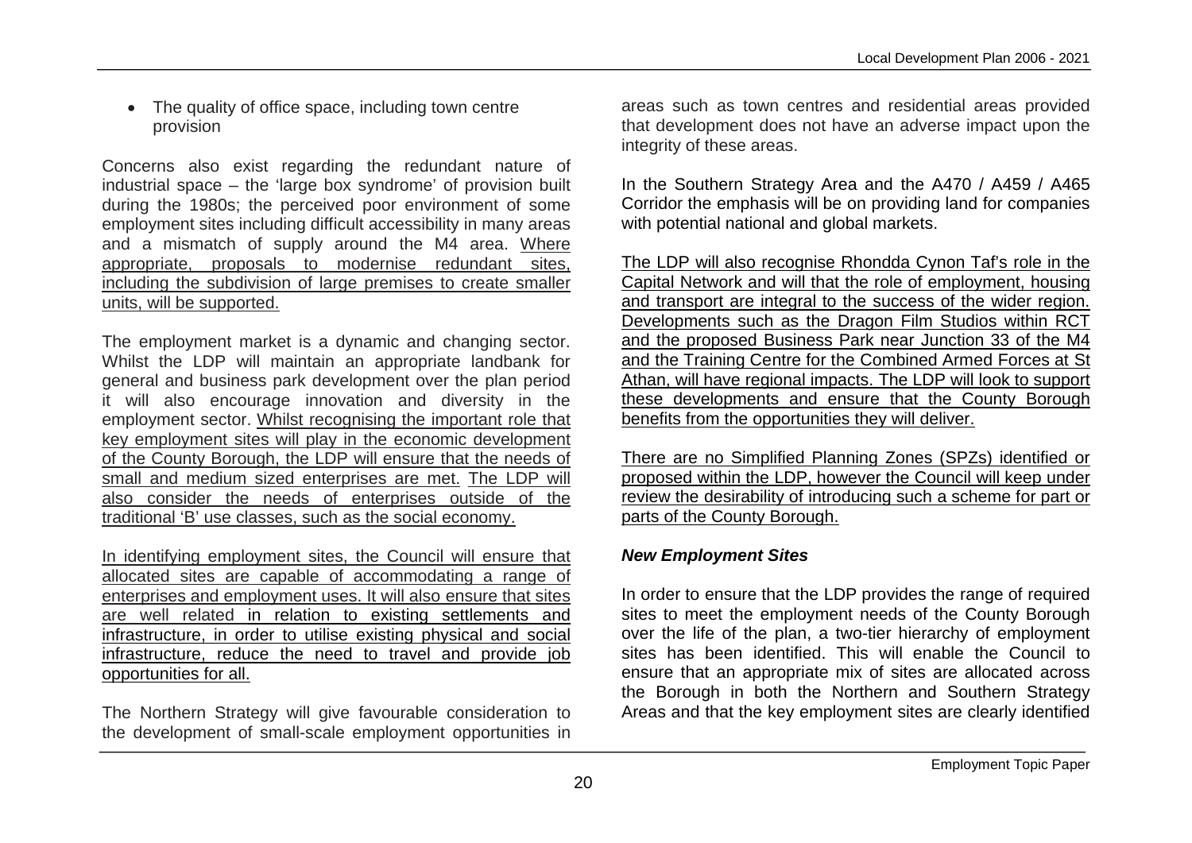- The quality of office space, including town centre provision

Concerns also exist regarding the redundant nature of industrial space – the 'large box syndrome' of provision built during the 1980s; the perceived poor environment of some employment sites including difficult accessibility in many areas and a mismatch of supply around the M4 area. Where appropriate, proposals to modernise redundant sites, including the subdivision of large premises to create smaller units, will be supported.

The employment market is a dynamic and changing sector. Whilst the LDP will maintain an appropriate landbank for general and business park development over the plan period it will also encourage innovation and diversity in the employment sector. Whilst recognising the important role that key employment sites will play in the economic development of the County Borough, the LDP will ensure that the needs of small and medium sized enterprises are met. The LDP will also consider the needs of enterprises outside of the traditional 'B' use classes, such as the social economy.

In identifying employment sites, the Council will ensure that allocated sites are capable of accommodating a range of enterprises and employment uses. It will also ensure that sites are well related in relation to existing settlements and infrastructure, in order to utilise existing physical and social infrastructure, reduce the need to travel and provide job opportunities for all.

The Northern Strategy will give favourable consideration to the development of small-scale employment opportunities in areas such as town centres and residential areas provided that development does not have an adverse impact upon the integrity of these areas.

In the Southern Strategy Area and the A470 / A459 / A465 Corridor the emphasis will be on providing land for companies with potential national and global markets.

The LDP will also recognise Rhondda Cynon Taf's role in the Capital Network and will that the role of employment, housing and transport are integral to the success of the wider region. Developments such as the Dragon Film Studios within RCT and the proposed Business Park near Junction 33 of the M4 and the Training Centre for the Combined Armed Forces at St Athan, will have regional impacts. The LDP will look to support these developments and ensure that the County Borough benefits from the opportunities they will deliver.

There are no Simplified Planning Zones (SPZs) identified or proposed within the LDP, however the Council will keep under review the desirability of introducing such a scheme for part or parts of the County Borough.

***New Employment Sites***

In order to ensure that the LDP provides the range of required sites to meet the employment needs of the County Borough over the life of the plan, a two-tier hierarchy of employment sites has been identified. This will enable the Council to ensure that an appropriate mix of sites are allocated across the Borough in both the Northern and Southern Strategy Areas and that the key employment sites are clearly identified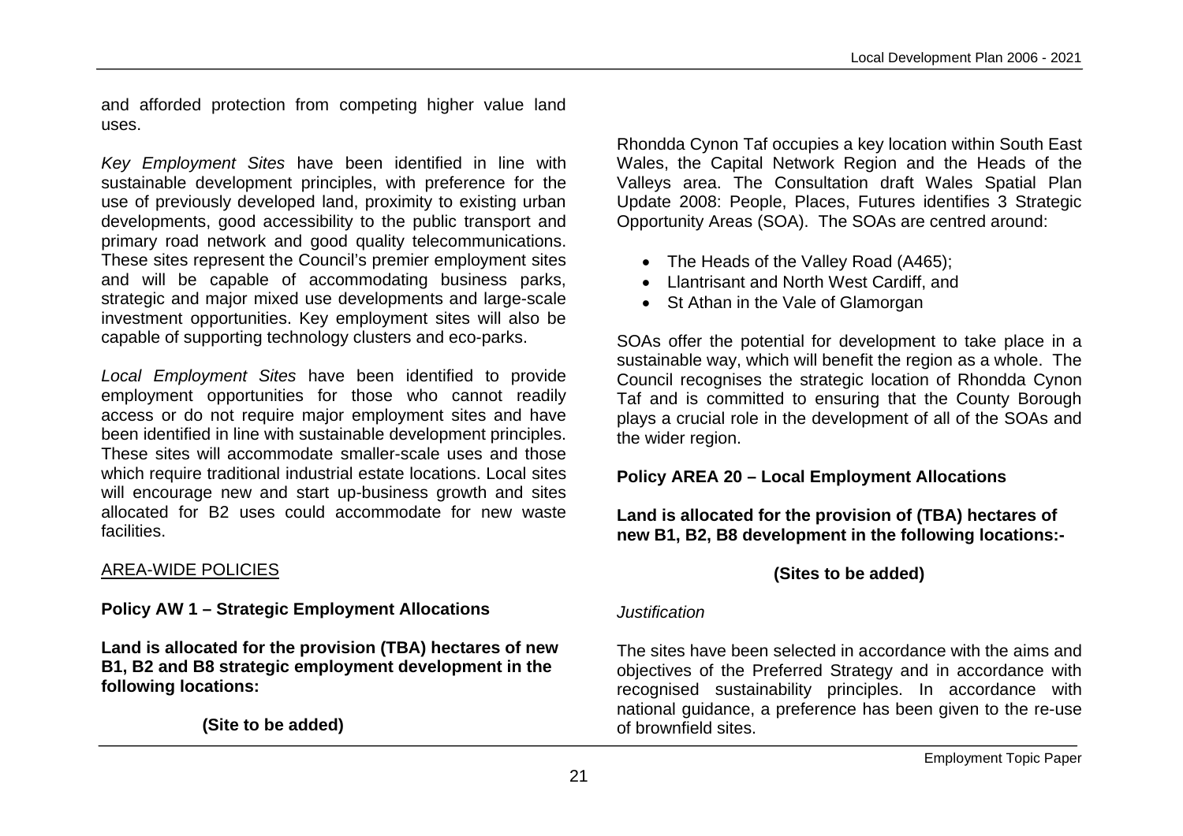and afforded protection from competing higher value land uses.

*Key Employment Sites* have been identified in line with sustainable development principles, with preference for the use of previously developed land, proximity to existing urban developments, good accessibility to the public transport and primary road network and good quality telecommunications. These sites represent the Council's premier employment sites and will be capable of accommodating business parks, strategic and major mixed use developments and large-scale investment opportunities. Key employment sites will also be capable of supporting technology clusters and eco-parks.

*Local Employment Sites* have been identified to provide employment opportunities for those who cannot readily access or do not require major employment sites and have been identified in line with sustainable development principles. These sites will accommodate smaller-scale uses and those which require traditional industrial estate locations. Local sites will encourage new and start up-business growth and sites allocated for B2 uses could accommodate for new waste facilities.

## AREA-WIDE POLICIES

**Policy AW 1 – Strategic Employment Allocations**

**Land is allocated for the provision (TBA) hectares of new B1, B2 and B8 strategic employment development in the following locations:**

**(Site to be added)**

Rhondda Cynon Taf occupies a key location within South East Wales, the Capital Network Region and the Heads of the Valleys area. The Consultation draft Wales Spatial Plan Update 2008: People, Places, Futures identifies 3 Strategic Opportunity Areas (SOA). The SOAs are centred around:

- The Heads of the Valley Road (A465);
- Llantrisant and North West Cardiff, and
- St Athan in the Vale of Glamorgan

SOAs offer the potential for development to take place in a sustainable way, which will benefit the region as a whole. The Council recognises the strategic location of Rhondda Cynon Taf and is committed to ensuring that the County Borough plays a crucial role in the development of all of the SOAs and the wider region.

**Policy AREA 20 – Local Employment Allocations**

**Land is allocated for the provision of (TBA) hectares of new B1, B2, B8 development in the following locations:-**

**(Sites to be added)**

*Justification*

The sites have been selected in accordance with the aims and objectives of the Preferred Strategy and in accordance with recognised sustainability principles. In accordance with national guidance, a preference has been given to the re-use of brownfield sites.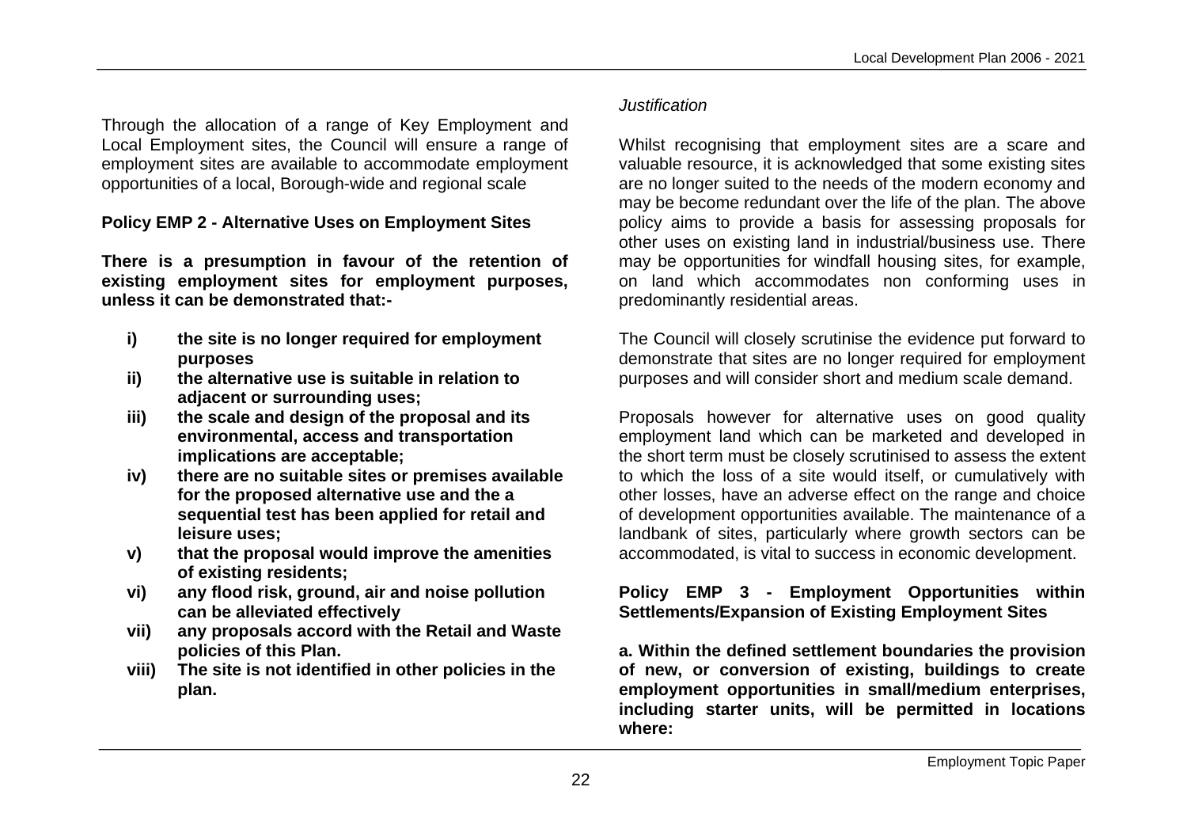Through the allocation of a range of Key Employment and Local Employment sites, the Council will ensure a range of employment sites are available to accommodate employment opportunities of a local, Borough-wide and regional scale

**Policy EMP 2 - Alternative Uses on Employment Sites**

**There is a presumption in favour of the retention of existing employment sites for employment purposes, unless it can be demonstrated that:-**

- **i) the site is no longer required for employment purposes**
- **ii) the alternative use is suitable in relation to adjacent or surrounding uses;**
- **iii) the scale and design of the proposal and its environmental, access and transportation implications are acceptable;**
- **iv) there are no suitable sites or premises available for the proposed alternative use and the a sequential test has been applied for retail and leisure uses;**
- **v) that the proposal would improve the amenities of existing residents;**
- **vi) any flood risk, ground, air and noise pollution can be alleviated effectively**
- **vii) any proposals accord with the Retail and Waste policies of this Plan.**
- **viii) The site is not identified in other policies in the plan.**

*Justification*

Whilst recognising that employment sites are a scare and valuable resource, it is acknowledged that some existing sites are no longer suited to the needs of the modern economy and may be become redundant over the life of the plan. The above policy aims to provide a basis for assessing proposals for other uses on existing land in industrial/business use. There may be opportunities for windfall housing sites, for example, on land which accommodates non conforming uses in predominantly residential areas.

The Council will closely scrutinise the evidence put forward to demonstrate that sites are no longer required for employment purposes and will consider short and medium scale demand.

Proposals however for alternative uses on good quality employment land which can be marketed and developed in the short term must be closely scrutinised to assess the extent to which the loss of a site would itself, or cumulatively with other losses, have an adverse effect on the range and choice of development opportunities available. The maintenance of a landbank of sites, particularly where growth sectors can be accommodated, is vital to success in economic development.

**Policy EMP 3 - Employment Opportunities within Settlements/Expansion of Existing Employment Sites**

**a. Within the defined settlement boundaries the provision of new, or conversion of existing, buildings to create employment opportunities in small/medium enterprises, including starter units, will be permitted in locations where:**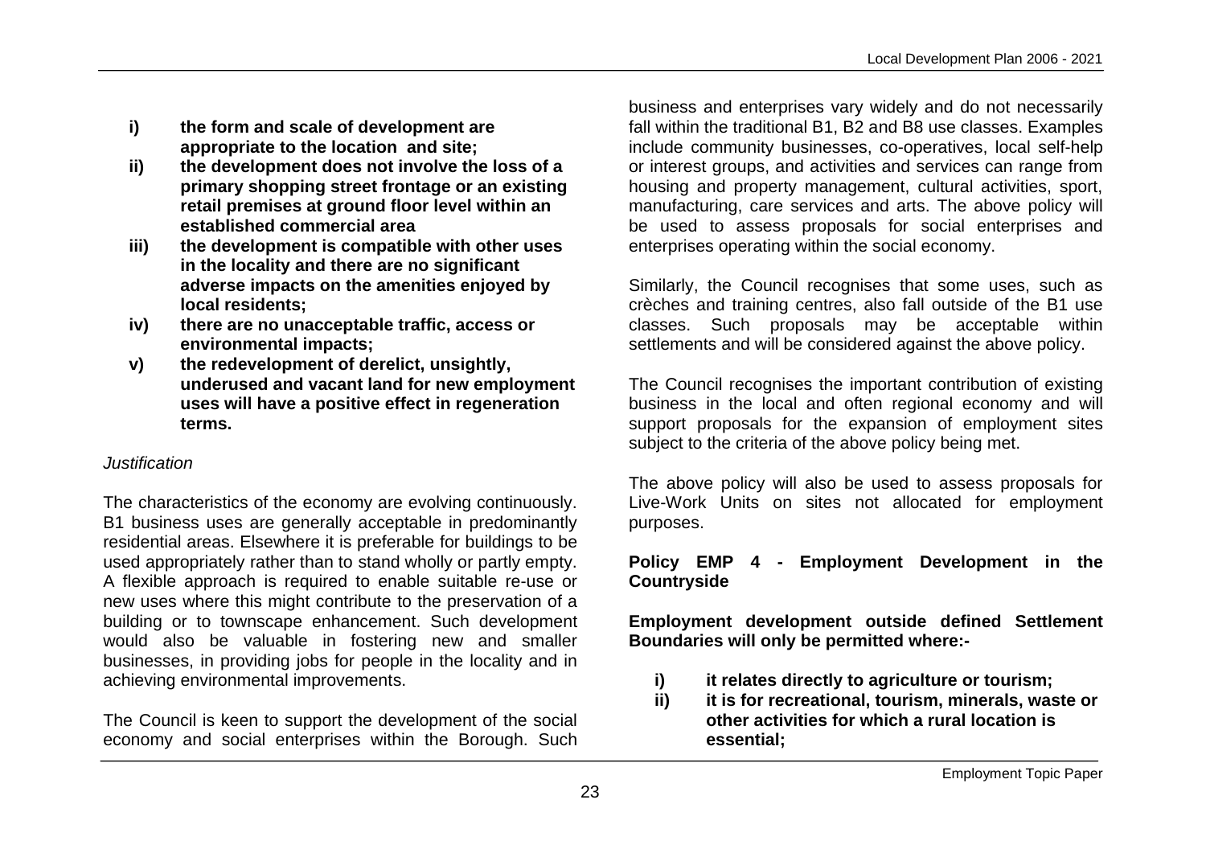- **i) the form and scale of development are appropriate to the location and site;**
- **ii) the development does not involve the loss of a primary shopping street frontage or an existing retail premises at ground floor level within an established commercial area**
- **iii) the development is compatible with other uses in the locality and there are no significant adverse impacts on the amenities enjoyed by local residents;**
- **iv) there are no unacceptable traffic, access or environmental impacts;**
- **v) the redevelopment of derelict, unsightly, underused and vacant land for new employment uses will have a positive effect in regeneration terms.**

*Justification*

The characteristics of the economy are evolving continuously. B1 business uses are generally acceptable in predominantly residential areas. Elsewhere it is preferable for buildings to be used appropriately rather than to stand wholly or partly empty. A flexible approach is required to enable suitable re-use or new uses where this might contribute to the preservation of a building or to townscape enhancement. Such development would also be valuable in fostering new and smaller businesses, in providing jobs for people in the locality and in achieving environmental improvements.

The Council is keen to support the development of the social economy and social enterprises within the Borough. Such business and enterprises vary widely and do not necessarily fall within the traditional B1, B2 and B8 use classes. Examples include community businesses, co-operatives, local self-help or interest groups, and activities and services can range from housing and property management, cultural activities, sport, manufacturing, care services and arts. The above policy will be used to assess proposals for social enterprises and enterprises operating within the social economy.

Similarly, the Council recognises that some uses, such as crèches and training centres, also fall outside of the B1 use classes. Such proposals may be acceptable within settlements and will be considered against the above policy.

The Council recognises the important contribution of existing business in the local and often regional economy and will support proposals for the expansion of employment sites subject to the criteria of the above policy being met.

The above policy will also be used to assess proposals for Live-Work Units on sites not allocated for employment purposes.

**Policy EMP 4 - Employment Development in the Countryside**

**Employment development outside defined Settlement Boundaries will only be permitted where:-**

- **i) it relates directly to agriculture or tourism;**
- **ii) it is for recreational, tourism, minerals, waste or other activities for which a rural location is essential;**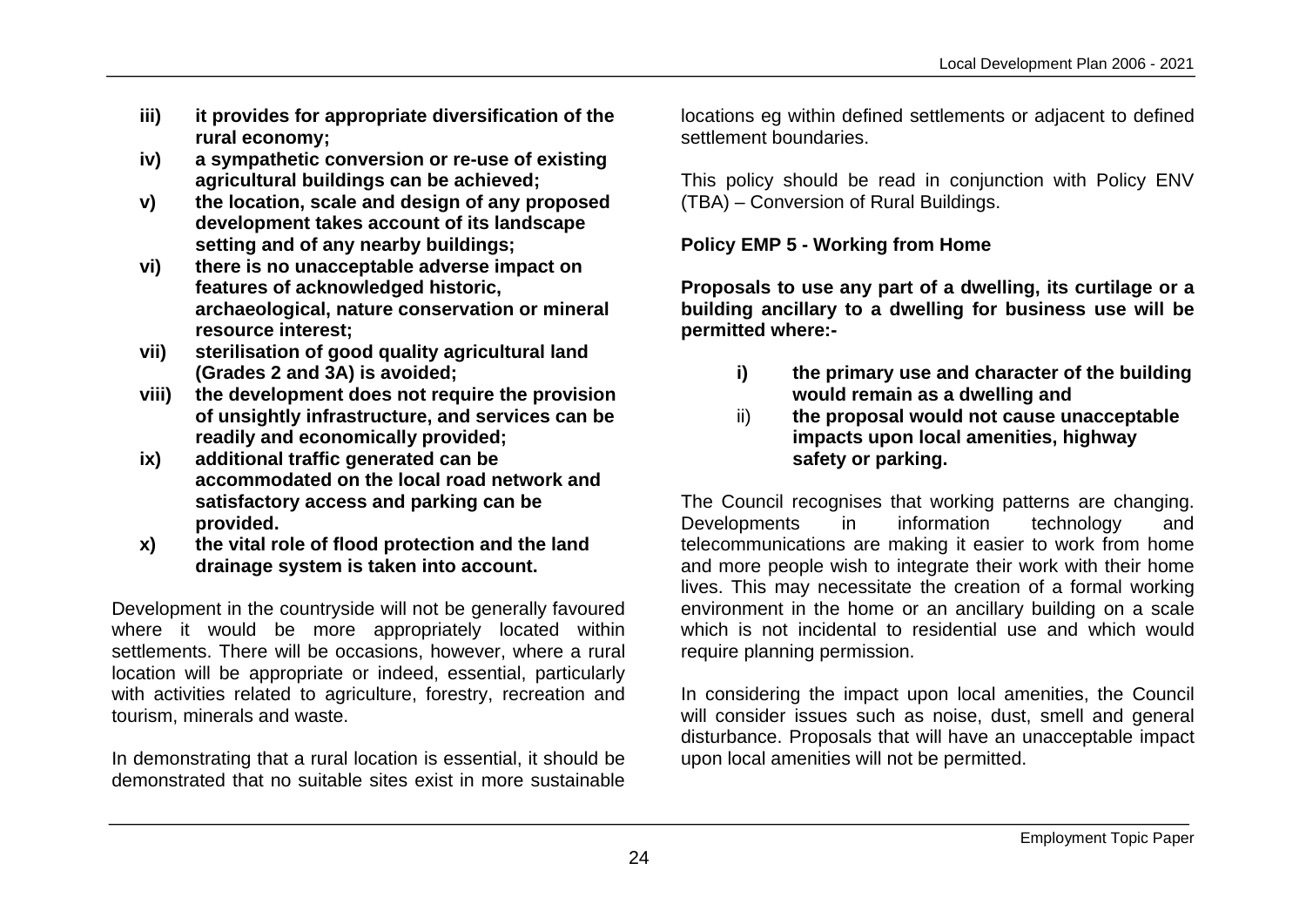**iii) it provides for appropriate diversification of the rural economy;**

**iv) a sympathetic conversion or re-use of existing agricultural buildings can be achieved;**

**v) the location, scale and design of any proposed development takes account of its landscape setting and of any nearby buildings;**

**vi) there is no unacceptable adverse impact on features of acknowledged historic, archaeological, nature conservation or mineral resource interest;**

**vii) sterilisation of good quality agricultural land (Grades 2 and 3A) is avoided;**

**viii) the development does not require the provision of unsightly infrastructure, and services can be readily and economically provided;**

**ix) additional traffic generated can be accommodated on the local road network and satisfactory access and parking can be provided.**

**x) the vital role of flood protection and the land drainage system is taken into account.**

Development in the countryside will not be generally favoured where it would be more appropriately located within settlements. There will be occasions, however, where a rural location will be appropriate or indeed, essential, particularly with activities related to agriculture, forestry, recreation and tourism, minerals and waste.

In demonstrating that a rural location is essential, it should be demonstrated that no suitable sites exist in more sustainable locations eg within defined settlements or adjacent to defined settlement boundaries.

This policy should be read in conjunction with Policy ENV (TBA) – Conversion of Rural Buildings.

**Policy EMP 5 - Working from Home**

**Proposals to use any part of a dwelling, its curtilage or a building ancillary to a dwelling for business use will be permitted where:-**

**i) the primary use and character of the building would remain as a dwelling and**

ii) **the proposal would not cause unacceptable impacts upon local amenities, highway safety or parking.**

The Council recognises that working patterns are changing. Developments in information technology and telecommunications are making it easier to work from home and more people wish to integrate their work with their home lives. This may necessitate the creation of a formal working environment in the home or an ancillary building on a scale which is not incidental to residential use and which would require planning permission.

In considering the impact upon local amenities, the Council will consider issues such as noise, dust, smell and general disturbance. Proposals that will have an unacceptable impact upon local amenities will not be permitted.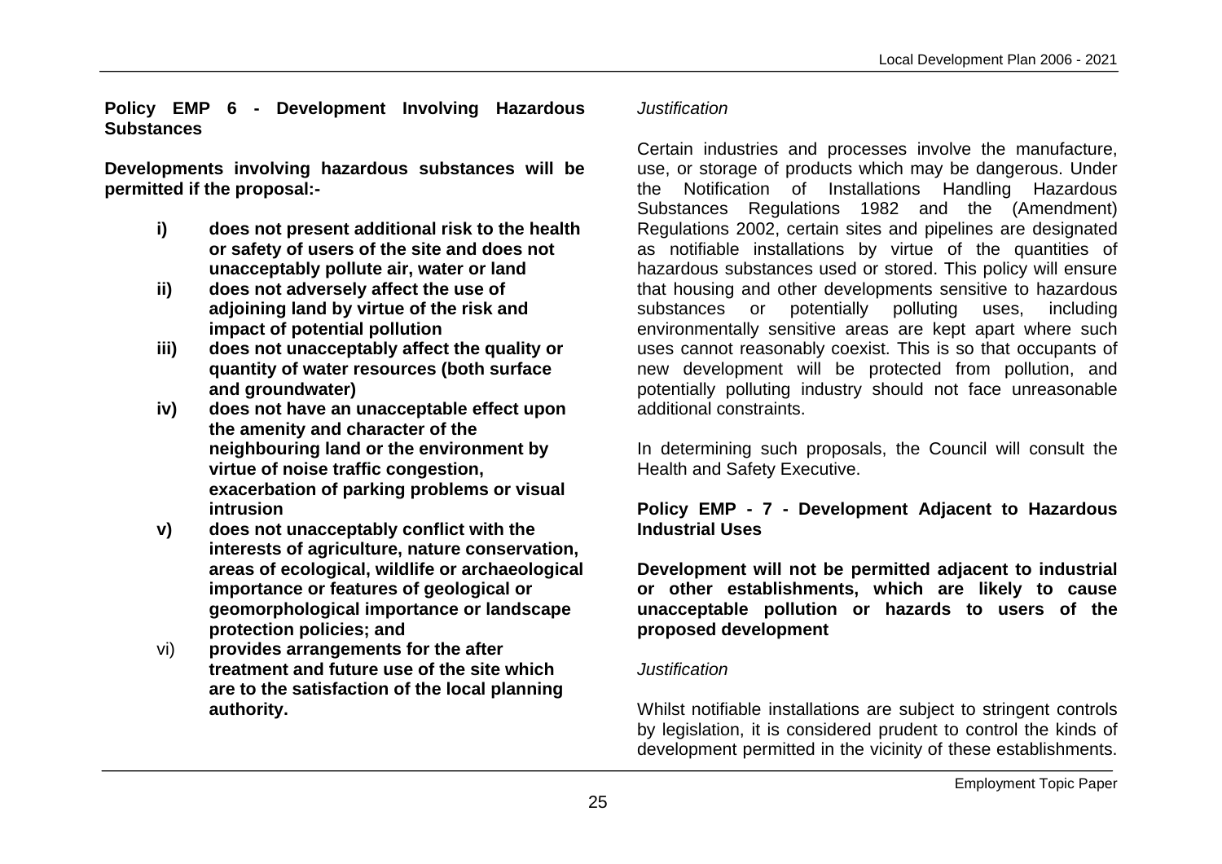**Policy EMP 6 - Development Involving Hazardous Substances**

**Developments involving hazardous substances will be permitted if the proposal:-**

- **i) does not present additional risk to the health or safety of users of the site and does not unacceptably pollute air, water or land**
- **ii) does not adversely affect the use of adjoining land by virtue of the risk and impact of potential pollution**
- **iii) does not unacceptably affect the quality or quantity of water resources (both surface and groundwater)**
- **iv) does not have an unacceptable effect upon the amenity and character of the neighbouring land or the environment by virtue of noise traffic congestion, exacerbation of parking problems or visual intrusion**
- **v) does not unacceptably conflict with the interests of agriculture, nature conservation, areas of ecological, wildlife or archaeological importance or features of geological or geomorphological importance or landscape protection policies; and**
- vi) **provides arrangements for the after treatment and future use of the site which are to the satisfaction of the local planning authority.**

*Justification*

Certain industries and processes involve the manufacture, use, or storage of products which may be dangerous. Under the Notification of Installations Handling Hazardous Substances Regulations 1982 and the (Amendment) Regulations 2002, certain sites and pipelines are designated as notifiable installations by virtue of the quantities of hazardous substances used or stored. This policy will ensure that housing and other developments sensitive to hazardous substances or potentially polluting uses, including environmentally sensitive areas are kept apart where such uses cannot reasonably coexist. This is so that occupants of new development will be protected from pollution, and potentially polluting industry should not face unreasonable additional constraints.

In determining such proposals, the Council will consult the Health and Safety Executive.

**Policy EMP - 7 - Development Adjacent to Hazardous Industrial Uses**

**Development will not be permitted adjacent to industrial or other establishments, which are likely to cause unacceptable pollution or hazards to users of the proposed development**

*Justification*

Whilst notifiable installations are subject to stringent controls by legislation, it is considered prudent to control the kinds of development permitted in the vicinity of these establishments.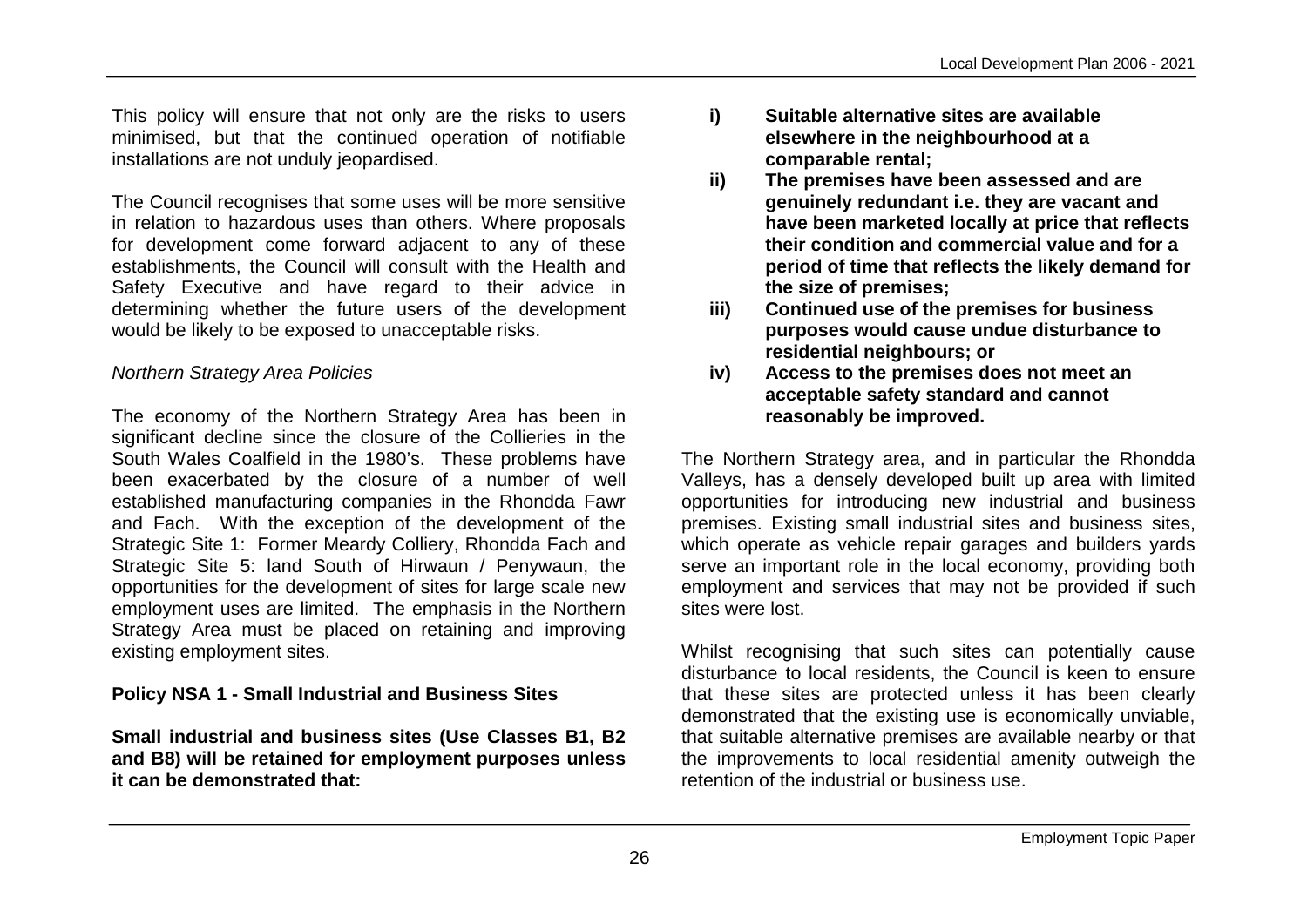This policy will ensure that not only are the risks to users minimised, but that the continued operation of notifiable installations are not unduly jeopardised.

The Council recognises that some uses will be more sensitive in relation to hazardous uses than others. Where proposals for development come forward adjacent to any of these establishments, the Council will consult with the Health and Safety Executive and have regard to their advice in determining whether the future users of the development would be likely to be exposed to unacceptable risks.

*Northern Strategy Area Policies*

The economy of the Northern Strategy Area has been in significant decline since the closure of the Collieries in the South Wales Coalfield in the 1980's. These problems have been exacerbated by the closure of a number of well established manufacturing companies in the Rhondda Fawr and Fach. With the exception of the development of the Strategic Site 1: Former Meardy Colliery, Rhondda Fach and Strategic Site 5: land South of Hirwaun / Penywaun, the opportunities for the development of sites for large scale new employment uses are limited. The emphasis in the Northern Strategy Area must be placed on retaining and improving existing employment sites.

**Policy NSA 1 - Small Industrial and Business Sites**

**Small industrial and business sites (Use Classes B1, B2 and B8) will be retained for employment purposes unless it can be demonstrated that:**

- **i) Suitable alternative sites are available elsewhere in the neighbourhood at a comparable rental;**
- **ii) The premises have been assessed and are genuinely redundant i.e. they are vacant and have been marketed locally at price that reflects their condition and commercial value and for a period of time that reflects the likely demand for the size of premises;**
- **iii) Continued use of the premises for business purposes would cause undue disturbance to residential neighbours; or**
- **iv) Access to the premises does not meet an acceptable safety standard and cannot reasonably be improved.**

The Northern Strategy area, and in particular the Rhondda Valleys, has a densely developed built up area with limited opportunities for introducing new industrial and business premises. Existing small industrial sites and business sites, which operate as vehicle repair garages and builders yards serve an important role in the local economy, providing both employment and services that may not be provided if such sites were lost.

Whilst recognising that such sites can potentially cause disturbance to local residents, the Council is keen to ensure that these sites are protected unless it has been clearly demonstrated that the existing use is economically unviable, that suitable alternative premises are available nearby or that the improvements to local residential amenity outweigh the retention of the industrial or business use.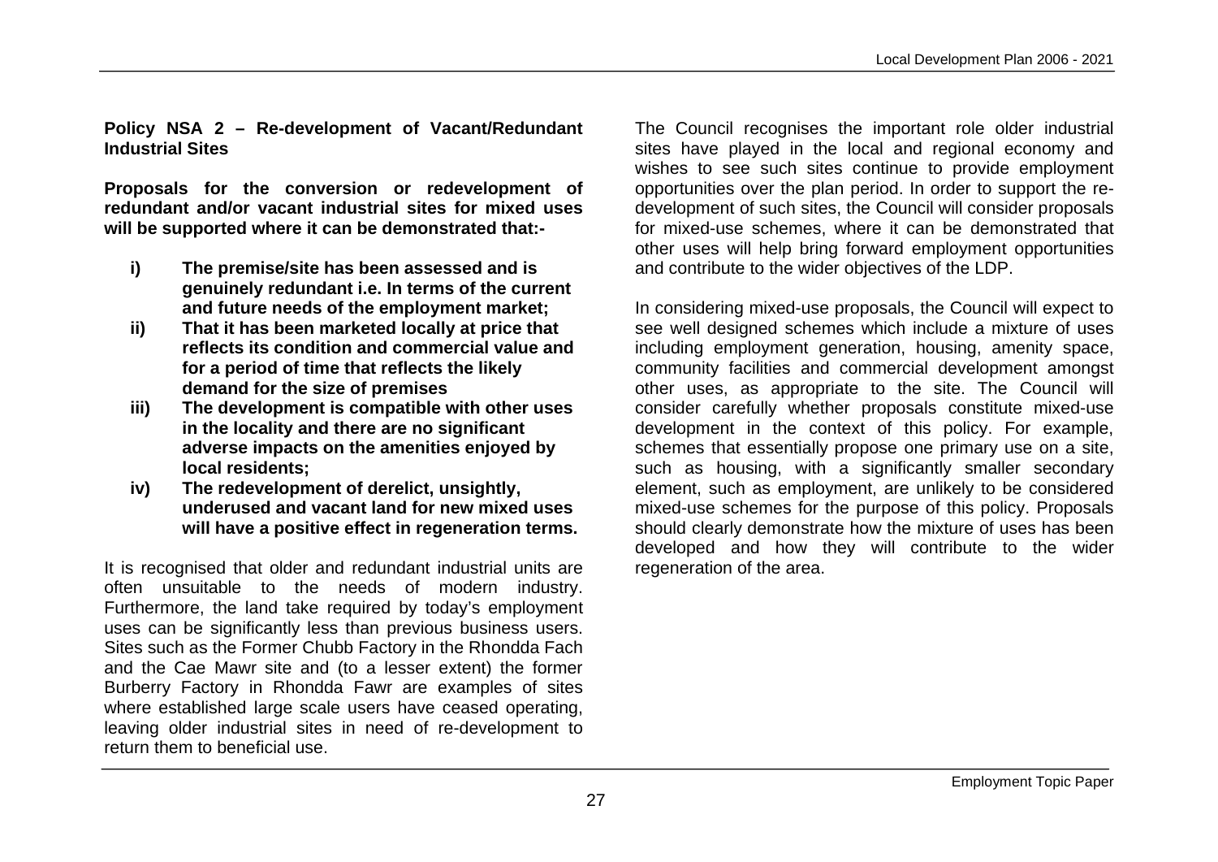**Policy NSA 2 – Re-development of Vacant/Redundant Industrial Sites**

**Proposals for the conversion or redevelopment of redundant and/or vacant industrial sites for mixed uses will be supported where it can be demonstrated that:-**

- **i) The premise/site has been assessed and is genuinely redundant i.e. In terms of the current and future needs of the employment market;**
- **ii) That it has been marketed locally at price that reflects its condition and commercial value and for a period of time that reflects the likely demand for the size of premises**
- **iii) The development is compatible with other uses in the locality and there are no significant adverse impacts on the amenities enjoyed by local residents;**
- **iv) The redevelopment of derelict, unsightly, underused and vacant land for new mixed uses will have a positive effect in regeneration terms.**

It is recognised that older and redundant industrial units are often unsuitable to the needs of modern industry. Furthermore, the land take required by today's employment uses can be significantly less than previous business users. Sites such as the Former Chubb Factory in the Rhondda Fach and the Cae Mawr site and (to a lesser extent) the former Burberry Factory in Rhondda Fawr are examples of sites where established large scale users have ceased operating, leaving older industrial sites in need of re-development to return them to beneficial use.

The Council recognises the important role older industrial sites have played in the local and regional economy and wishes to see such sites continue to provide employment opportunities over the plan period. In order to support the re-development of such sites, the Council will consider proposals for mixed-use schemes, where it can be demonstrated that other uses will help bring forward employment opportunities and contribute to the wider objectives of the LDP.

In considering mixed-use proposals, the Council will expect to see well designed schemes which include a mixture of uses including employment generation, housing, amenity space, community facilities and commercial development amongst other uses, as appropriate to the site. The Council will consider carefully whether proposals constitute mixed-use development in the context of this policy. For example, schemes that essentially propose one primary use on a site, such as housing, with a significantly smaller secondary element, such as employment, are unlikely to be considered mixed-use schemes for the purpose of this policy. Proposals should clearly demonstrate how the mixture of uses has been developed and how they will contribute to the wider regeneration of the area.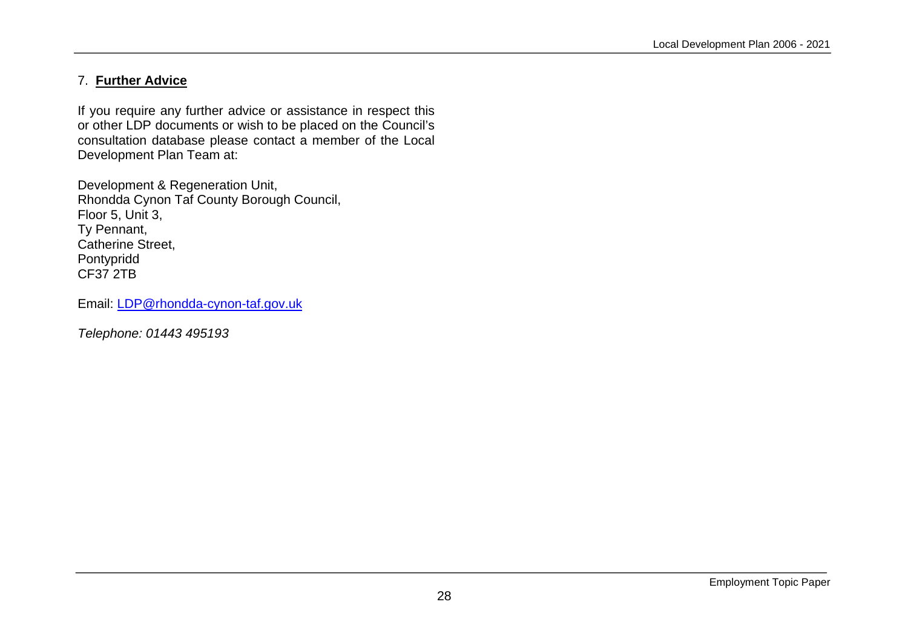## 7. **Further Advice**

If you require any further advice or assistance in respect this or other LDP documents or wish to be placed on the Council's consultation database please contact a member of the Local Development Plan Team at:

Development & Regeneration Unit,
Rhondda Cynon Taf County Borough Council,
Floor 5, Unit 3,
Ty Pennant,
Catherine Street,
Pontypridd
CF37 2TB

Email: [LDP@rhondda-cynon-taf.gov.uk](mailto:LDP@rhondda-cynon-taf.gov.uk)

*Telephone: 01443 495193*